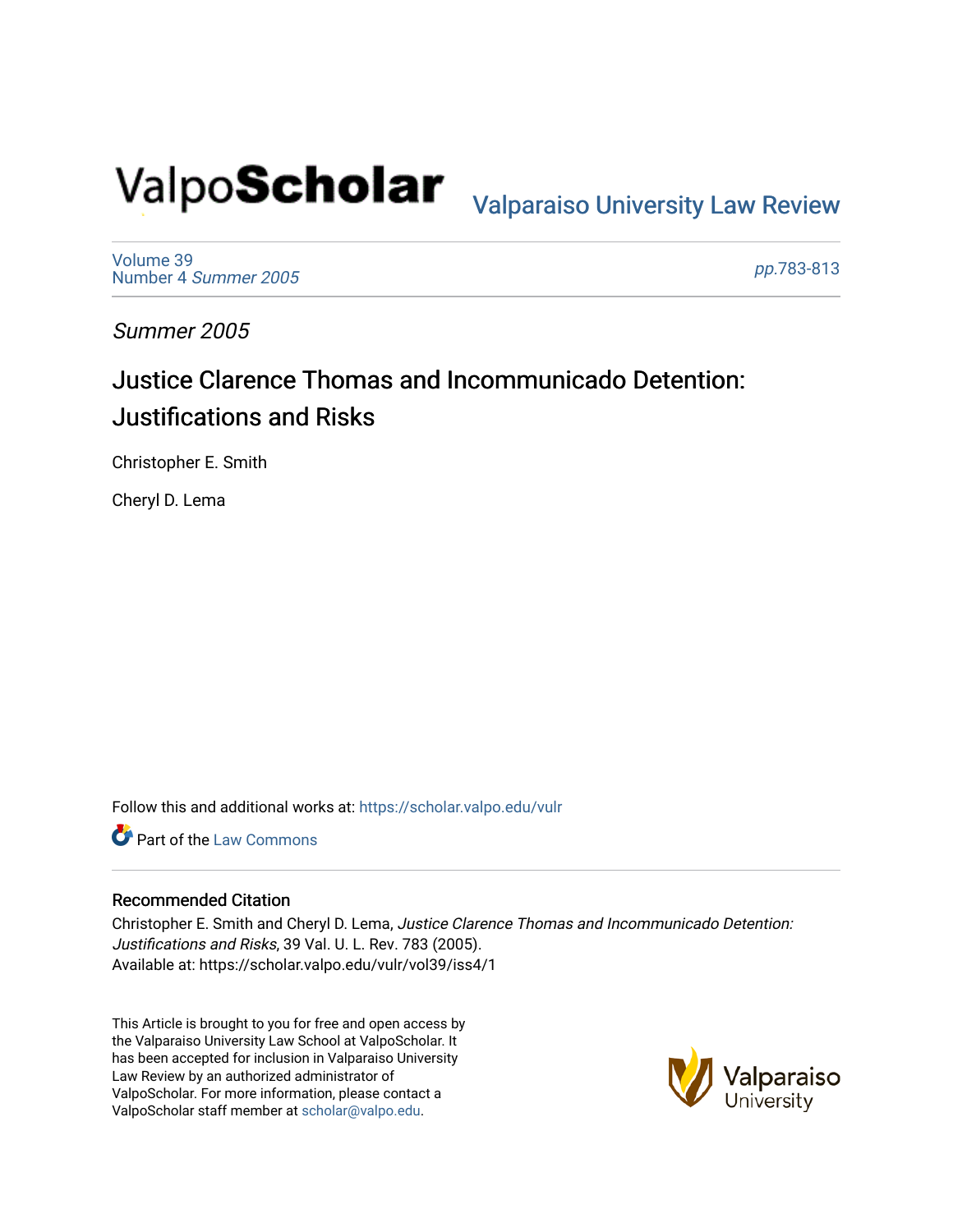ValpoScholar

Valparaiso University Law Review

Volume 39
Number 4 *Summer 2005*

*pp.*783-813

*Summer 2005*

# Justice Clarence Thomas and Incommunicado Detention: Justifications and Risks

Christopher E. Smith

Cheryl D. Lema

Follow this and additional works at: https://scholar.valpo.edu/vulr

Part of the Law Commons

## Recommended Citation

Christopher E. Smith and Cheryl D. Lema, *Justice Clarence Thomas and Incommunicado Detention: Justifications and Risks*, 39 Val. U. L. Rev. 783 (2005).
Available at: https://scholar.valpo.edu/vulr/vol39/iss4/1

This Article is brought to you for free and open access by the Valparaiso University Law School at ValpoScholar. It has been accepted for inclusion in Valparaiso University Law Review by an authorized administrator of ValpoScholar. For more information, please contact a ValpoScholar staff member at scholar@valpo.edu.

Valparaiso University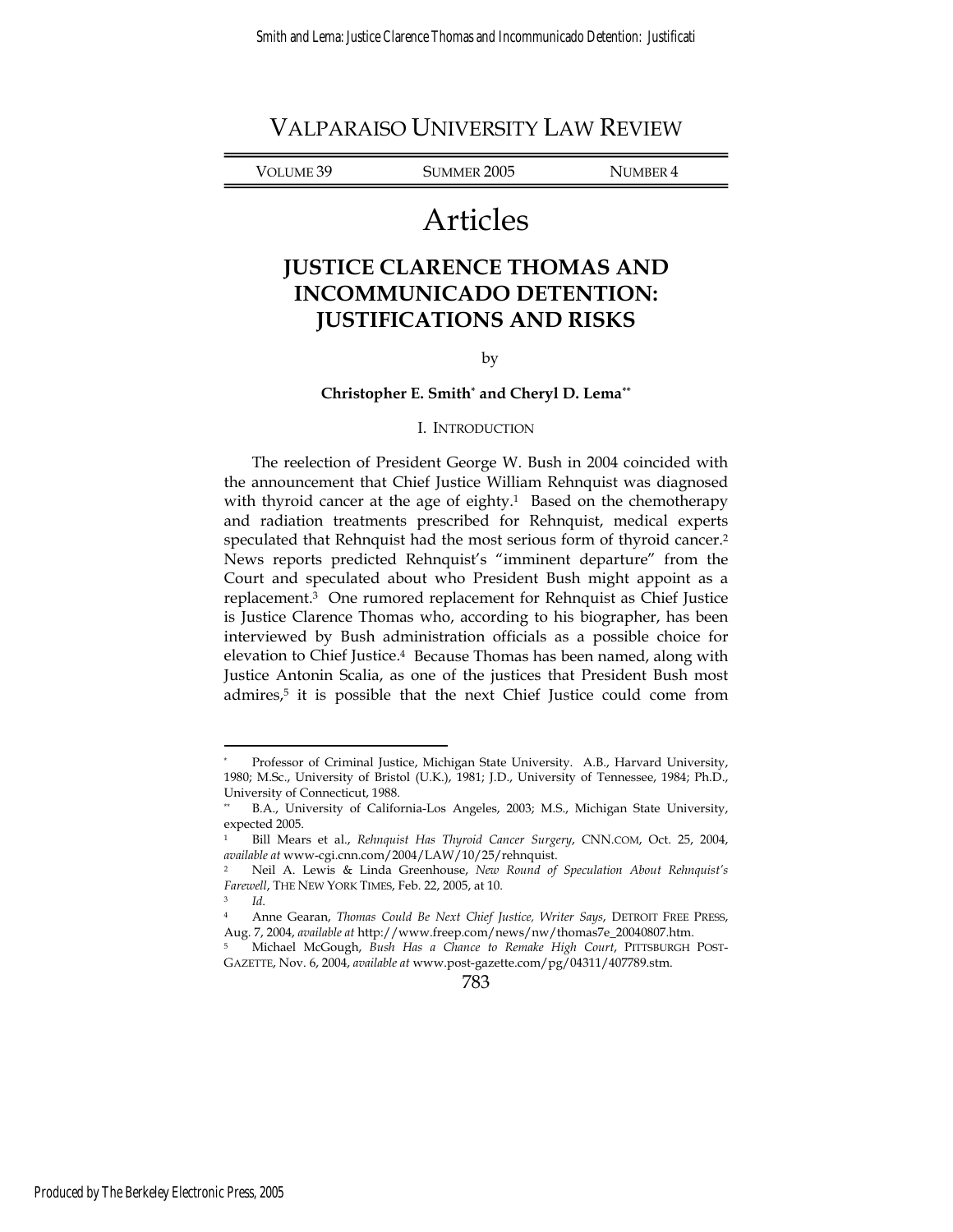# VALPARAISO UNIVERSITY LAW REVIEW

VOLUME 39 SUMMER 2005 NUMBER 4

# Articles

## JUSTICE CLARENCE THOMAS AND INCOMMUNICADO DETENTION: JUSTIFICATIONS AND RISKS

by

**Christopher E. Smith[*] and Cheryl D. Lema[**]**

### I. INTRODUCTION

The reelection of President George W. Bush in 2004 coincided with the announcement that Chief Justice William Rehnquist was diagnosed with thyroid cancer at the age of eighty.[1] Based on the chemotherapy and radiation treatments prescribed for Rehnquist, medical experts speculated that Rehnquist had the most serious form of thyroid cancer.[2] News reports predicted Rehnquist's "imminent departure" from the Court and speculated about who President Bush might appoint as a replacement.[3] One rumored replacement for Rehnquist as Chief Justice is Justice Clarence Thomas who, according to his biographer, has been interviewed by Bush administration officials as a possible choice for elevation to Chief Justice.[4] Because Thomas has been named, along with Justice Antonin Scalia, as one of the justices that President Bush most admires,[5] it is possible that the next Chief Justice could come from

---

[*] Professor of Criminal Justice, Michigan State University. A.B., Harvard University, 1980; M.Sc., University of Bristol (U.K.), 1981; J.D., University of Tennessee, 1984; Ph.D., University of Connecticut, 1988.

[**] B.A., University of California-Los Angeles, 2003; M.S., Michigan State University, expected 2005.

[1] Bill Mears et al., *Rehnquist Has Thyroid Cancer Surgery*, CNN.COM, Oct. 25, 2004, *available at* www-cgi.cnn.com/2004/LAW/10/25/rehnquist.

[2] Neil A. Lewis & Linda Greenhouse, *New Round of Speculation About Rehnquist's Farewell*, THE NEW YORK TIMES, Feb. 22, 2005, at 10.

[3] *Id.*

[4] Anne Gearan, *Thomas Could Be Next Chief Justice, Writer Says*, DETROIT FREE PRESS, Aug. 7, 2004, *available at* http://www.freep.com/news/nw/thomas7e_20040807.htm.

[5] Michael McGough, *Bush Has a Chance to Remake High Court*, PITTSBURGH POST-GAZETTE, Nov. 6, 2004, *available at* www.post-gazette.com/pg/04311/407789.stm.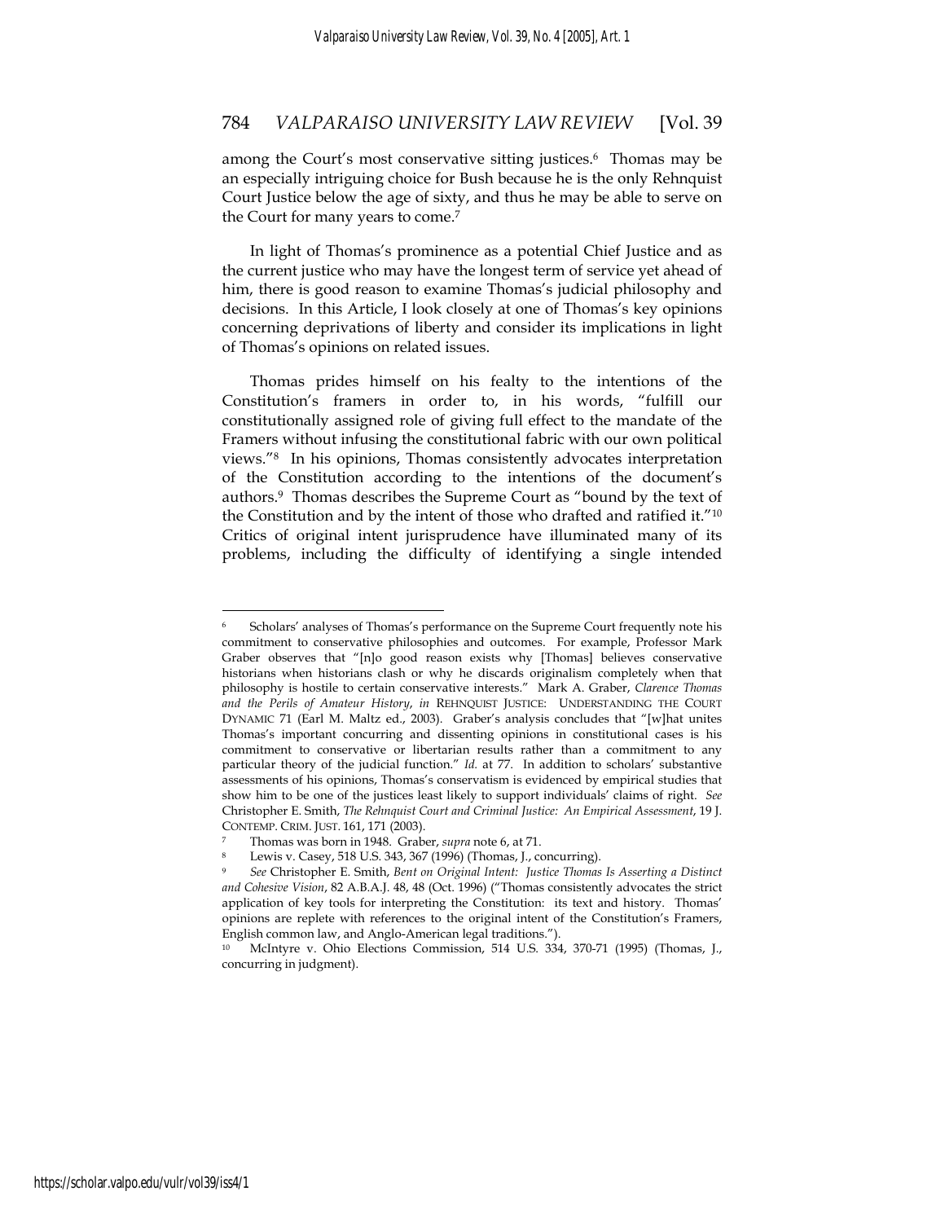among the Court's most conservative sitting justices.[6] Thomas may be an especially intriguing choice for Bush because he is the only Rehnquist Court Justice below the age of sixty, and thus he may be able to serve on the Court for many years to come.[7]

In light of Thomas's prominence as a potential Chief Justice and as the current justice who may have the longest term of service yet ahead of him, there is good reason to examine Thomas's judicial philosophy and decisions. In this Article, I look closely at one of Thomas's key opinions concerning deprivations of liberty and consider its implications in light of Thomas's opinions on related issues.

Thomas prides himself on his fealty to the intentions of the Constitution's framers in order to, in his words, "fulfill our constitutionally assigned role of giving full effect to the mandate of the Framers without infusing the constitutional fabric with our own political views."[8] In his opinions, Thomas consistently advocates interpretation of the Constitution according to the intentions of the document's authors.[9] Thomas describes the Supreme Court as "bound by the text of the Constitution and by the intent of those who drafted and ratified it."[10] Critics of original intent jurisprudence have illuminated many of its problems, including the difficulty of identifying a single intended

---

[6] Scholars' analyses of Thomas's performance on the Supreme Court frequently note his commitment to conservative philosophies and outcomes. For example, Professor Mark Graber observes that "[n]o good reason exists why [Thomas] believes conservative historians when historians clash or why he discards originalism completely when that philosophy is hostile to certain conservative interests." Mark A. Graber, *Clarence Thomas and the Perils of Amateur History*, *in* REHNQUIST JUSTICE: UNDERSTANDING THE COURT DYNAMIC 71 (Earl M. Maltz ed., 2003). Graber's analysis concludes that "[w]hat unites Thomas's important concurring and dissenting opinions in constitutional cases is his commitment to conservative or libertarian results rather than a commitment to any particular theory of the judicial function." *Id.* at 77. In addition to scholars' substantive assessments of his opinions, Thomas's conservatism is evidenced by empirical studies that show him to be one of the justices least likely to support individuals' claims of right. *See* Christopher E. Smith, *The Rehnquist Court and Criminal Justice: An Empirical Assessment*, 19 J. CONTEMP. CRIM. JUST. 161, 171 (2003).

[7] Thomas was born in 1948. Graber, *supra* note 6, at 71.

[8] Lewis v. Casey, 518 U.S. 343, 367 (1996) (Thomas, J., concurring).

[9] *See* Christopher E. Smith, *Bent on Original Intent: Justice Thomas Is Asserting a Distinct and Cohesive Vision*, 82 A.B.A.J. 48, 48 (Oct. 1996) ("Thomas consistently advocates the strict application of key tools for interpreting the Constitution: its text and history. Thomas' opinions are replete with references to the original intent of the Constitution's Framers, English common law, and Anglo-American legal traditions.").

[10] McIntyre v. Ohio Elections Commission, 514 U.S. 334, 370-71 (1995) (Thomas, J., concurring in judgment).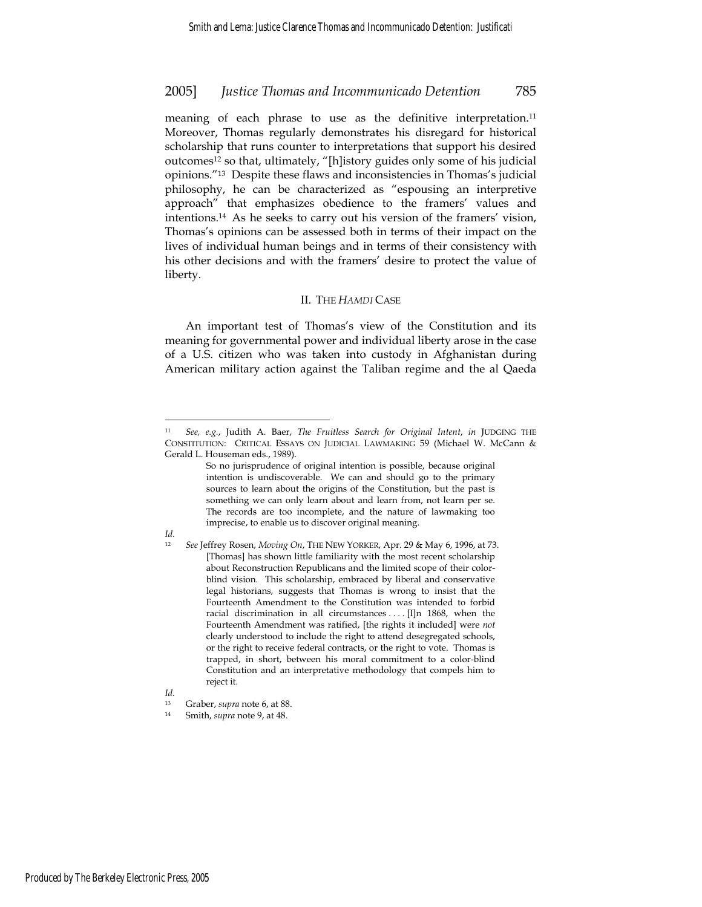meaning of each phrase to use as the definitive interpretation.[11] Moreover, Thomas regularly demonstrates his disregard for historical scholarship that runs counter to interpretations that support his desired outcomes[12] so that, ultimately, "[h]istory guides only some of his judicial opinions."[13] Despite these flaws and inconsistencies in Thomas's judicial philosophy, he can be characterized as "espousing an interpretive approach" that emphasizes obedience to the framers' values and intentions.[14] As he seeks to carry out his version of the framers' vision, Thomas's opinions can be assessed both in terms of their impact on the lives of individual human beings and in terms of their consistency with his other decisions and with the framers' desire to protect the value of liberty.

## II. THE *HAMDI* CASE

An important test of Thomas's view of the Constitution and its meaning for governmental power and individual liberty arose in the case of a U.S. citizen who was taken into custody in Afghanistan during American military action against the Taliban regime and the al Qaeda

---

[11] *See, e.g.*, Judith A. Baer, *The Fruitless Search for Original Intent*, *in* JUDGING THE CONSTITUTION: CRITICAL ESSAYS ON JUDICIAL LAWMAKING 59 (Michael W. McCann & Gerald L. Houseman eds., 1989).

> So no jurisprudence of original intention is possible, because original intention is undiscoverable. We can and should go to the primary sources to learn about the origins of the Constitution, but the past is something we can only learn about and learn from, not learn per se. The records are too incomplete, and the nature of lawmaking too imprecise, to enable us to discover original meaning.

*Id.*

[12] *See* Jeffrey Rosen, *Moving On*, THE NEW YORKER, Apr. 29 & May 6, 1996, at 73.

> [Thomas] has shown little familiarity with the most recent scholarship about Reconstruction Republicans and the limited scope of their color-blind vision. This scholarship, embraced by liberal and conservative legal historians, suggests that Thomas is wrong to insist that the Fourteenth Amendment to the Constitution was intended to forbid racial discrimination in all circumstances . . . . [I]n 1868, when the Fourteenth Amendment was ratified, [the rights it included] were *not* clearly understood to include the right to attend desegregated schools, or the right to receive federal contracts, or the right to vote. Thomas is trapped, in short, between his moral commitment to a color-blind Constitution and an interpretative methodology that compels him to reject it.

*Id.*

[13] Graber, *supra* note 6, at 88.

[14] Smith, *supra* note 9, at 48.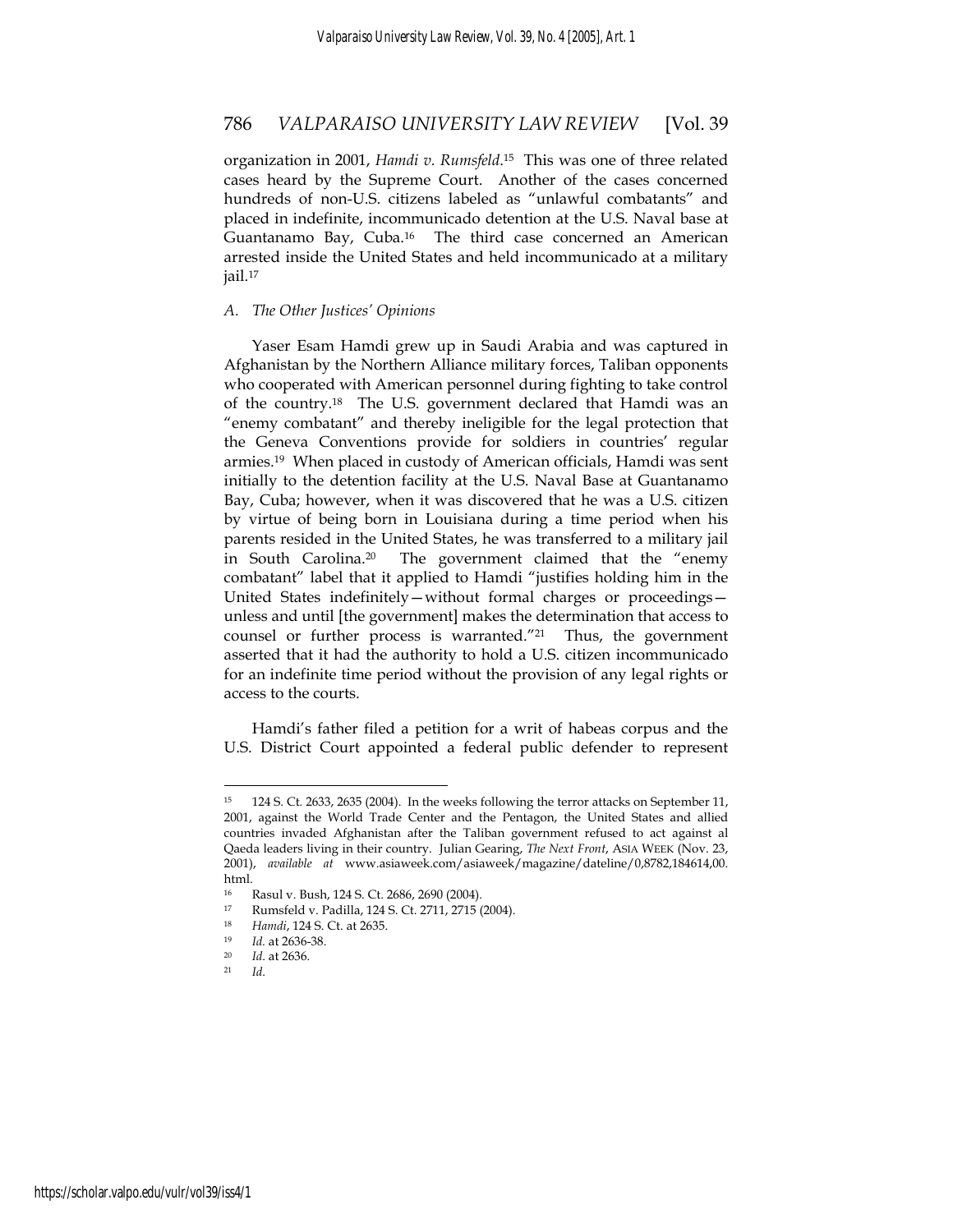organization in 2001, *Hamdi v. Rumsfeld*.[15] This was one of three related cases heard by the Supreme Court. Another of the cases concerned hundreds of non-U.S. citizens labeled as "unlawful combatants" and placed in indefinite, incommunicado detention at the U.S. Naval base at Guantanamo Bay, Cuba.[16] The third case concerned an American arrested inside the United States and held incommunicado at a military jail.[17]

### *A. The Other Justices' Opinions*

Yaser Esam Hamdi grew up in Saudi Arabia and was captured in Afghanistan by the Northern Alliance military forces, Taliban opponents who cooperated with American personnel during fighting to take control of the country.[18] The U.S. government declared that Hamdi was an "enemy combatant" and thereby ineligible for the legal protection that the Geneva Conventions provide for soldiers in countries' regular armies.[19] When placed in custody of American officials, Hamdi was sent initially to the detention facility at the U.S. Naval Base at Guantanamo Bay, Cuba; however, when it was discovered that he was a U.S. citizen by virtue of being born in Louisiana during a time period when his parents resided in the United States, he was transferred to a military jail in South Carolina.[20] The government claimed that the "enemy combatant" label that it applied to Hamdi "justifies holding him in the United States indefinitely—without formal charges or proceedings—unless and until [the government] makes the determination that access to counsel or further process is warranted."[21] Thus, the government asserted that it had the authority to hold a U.S. citizen incommunicado for an indefinite time period without the provision of any legal rights or access to the courts.

Hamdi's father filed a petition for a writ of habeas corpus and the U.S. District Court appointed a federal public defender to represent

---

[15] 124 S. Ct. 2633, 2635 (2004). In the weeks following the terror attacks on September 11, 2001, against the World Trade Center and the Pentagon, the United States and allied countries invaded Afghanistan after the Taliban government refused to act against al Qaeda leaders living in their country. Julian Gearing, *The Next Front*, ASIA WEEK (Nov. 23, 2001), *available at* www.asiaweek.com/asiaweek/magazine/dateline/0,8782,184614,00.html.

[16] Rasul v. Bush, 124 S. Ct. 2686, 2690 (2004).

[17] Rumsfeld v. Padilla, 124 S. Ct. 2711, 2715 (2004).

[18] *Hamdi*, 124 S. Ct. at 2635.

[19] *Id.* at 2636-38.

[20] *Id*. at 2636.

[21] *Id*.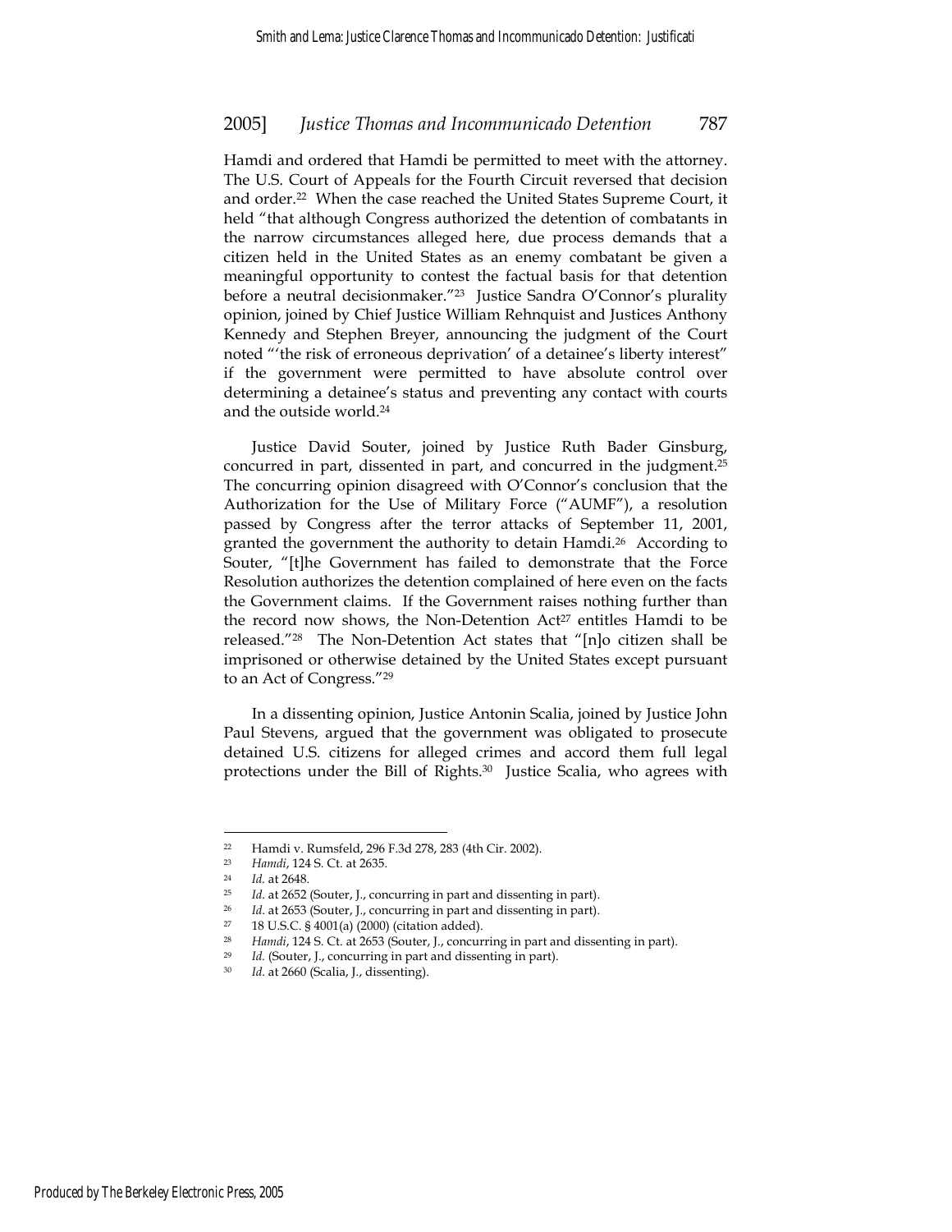Hamdi and ordered that Hamdi be permitted to meet with the attorney. The U.S. Court of Appeals for the Fourth Circuit reversed that decision and order.[22] When the case reached the United States Supreme Court, it held "that although Congress authorized the detention of combatants in the narrow circumstances alleged here, due process demands that a citizen held in the United States as an enemy combatant be given a meaningful opportunity to contest the factual basis for that detention before a neutral decisionmaker."[23] Justice Sandra O'Connor's plurality opinion, joined by Chief Justice William Rehnquist and Justices Anthony Kennedy and Stephen Breyer, announcing the judgment of the Court noted "'the risk of erroneous deprivation' of a detainee's liberty interest" if the government were permitted to have absolute control over determining a detainee's status and preventing any contact with courts and the outside world.[24]

Justice David Souter, joined by Justice Ruth Bader Ginsburg, concurred in part, dissented in part, and concurred in the judgment.[25] The concurring opinion disagreed with O'Connor's conclusion that the Authorization for the Use of Military Force ("AUMF"), a resolution passed by Congress after the terror attacks of September 11, 2001, granted the government the authority to detain Hamdi.[26] According to Souter, "[t]he Government has failed to demonstrate that the Force Resolution authorizes the detention complained of here even on the facts the Government claims. If the Government raises nothing further than the record now shows, the Non-Detention Act[27] entitles Hamdi to be released."[28] The Non-Detention Act states that "[n]o citizen shall be imprisoned or otherwise detained by the United States except pursuant to an Act of Congress."[29]

In a dissenting opinion, Justice Antonin Scalia, joined by Justice John Paul Stevens, argued that the government was obligated to prosecute detained U.S. citizens for alleged crimes and accord them full legal protections under the Bill of Rights.[30] Justice Scalia, who agrees with

---

[22] Hamdi v. Rumsfeld, 296 F.3d 278, 283 (4th Cir. 2002).

[23] *Hamdi*, 124 S. Ct. at 2635.

[24] *Id.* at 2648.

[25] *Id*. at 2652 (Souter, J., concurring in part and dissenting in part).

[26] *Id*. at 2653 (Souter, J., concurring in part and dissenting in part).

[27] 18 U.S.C. § 4001(a) (2000) (citation added).

[28] *Hamdi*, 124 S. Ct. at 2653 (Souter, J., concurring in part and dissenting in part).

[29] *Id.* (Souter, J., concurring in part and dissenting in part).

[30] *Id*. at 2660 (Scalia, J., dissenting).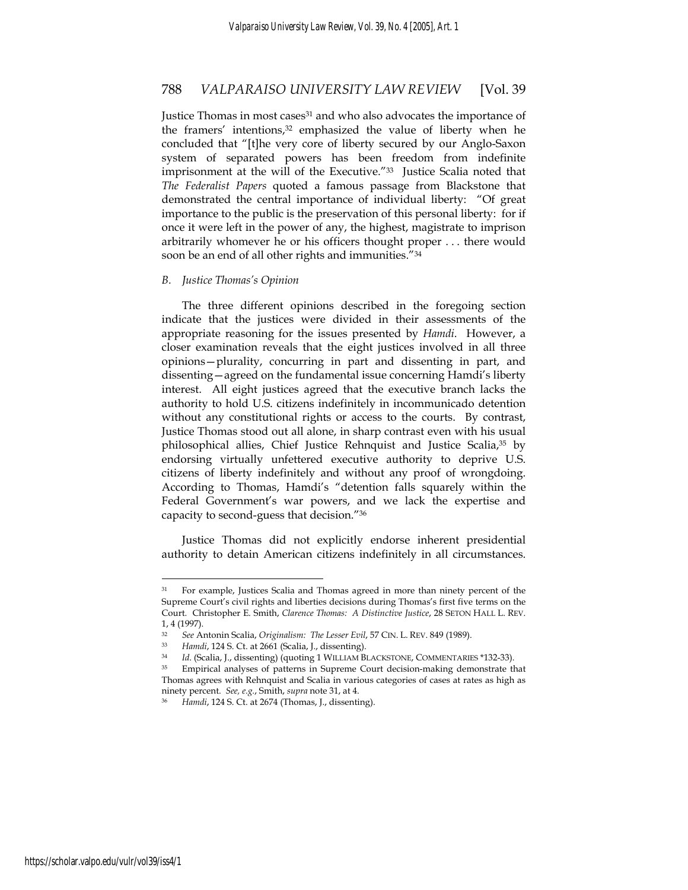Justice Thomas in most cases[31] and who also advocates the importance of the framers' intentions,[32] emphasized the value of liberty when he concluded that "[t]he very core of liberty secured by our Anglo-Saxon system of separated powers has been freedom from indefinite imprisonment at the will of the Executive."[33] Justice Scalia noted that *The Federalist Papers* quoted a famous passage from Blackstone that demonstrated the central importance of individual liberty: "Of great importance to the public is the preservation of this personal liberty: for if once it were left in the power of any, the highest, magistrate to imprison arbitrarily whomever he or his officers thought proper . . . there would soon be an end of all other rights and immunities."[34]

*B. Justice Thomas's Opinion*

The three different opinions described in the foregoing section indicate that the justices were divided in their assessments of the appropriate reasoning for the issues presented by *Hamdi*. However, a closer examination reveals that the eight justices involved in all three opinions—plurality, concurring in part and dissenting in part, and dissenting—agreed on the fundamental issue concerning Hamdi's liberty interest. All eight justices agreed that the executive branch lacks the authority to hold U.S. citizens indefinitely in incommunicado detention without any constitutional rights or access to the courts. By contrast, Justice Thomas stood out all alone, in sharp contrast even with his usual philosophical allies, Chief Justice Rehnquist and Justice Scalia,[35] by endorsing virtually unfettered executive authority to deprive U.S. citizens of liberty indefinitely and without any proof of wrongdoing. According to Thomas, Hamdi's "detention falls squarely within the Federal Government's war powers, and we lack the expertise and capacity to second-guess that decision."[36]

Justice Thomas did not explicitly endorse inherent presidential authority to detain American citizens indefinitely in all circumstances.

---

[31] For example, Justices Scalia and Thomas agreed in more than ninety percent of the Supreme Court's civil rights and liberties decisions during Thomas's first five terms on the Court. Christopher E. Smith, *Clarence Thomas: A Distinctive Justice*, 28 SETON HALL L. REV. 1, 4 (1997).

[32] *See* Antonin Scalia, *Originalism: The Lesser Evil*, 57 CIN. L. REV. 849 (1989).

[33] *Hamdi*, 124 S. Ct. at 2661 (Scalia, J., dissenting).

[34] *Id.* (Scalia, J., dissenting) (quoting 1 WILLIAM BLACKSTONE, COMMENTARIES *132-33).

[35] Empirical analyses of patterns in Supreme Court decision-making demonstrate that Thomas agrees with Rehnquist and Scalia in various categories of cases at rates as high as ninety percent. *See, e.g.*, Smith, *supra* note 31, at 4.

[36] *Hamdi*, 124 S. Ct. at 2674 (Thomas, J., dissenting).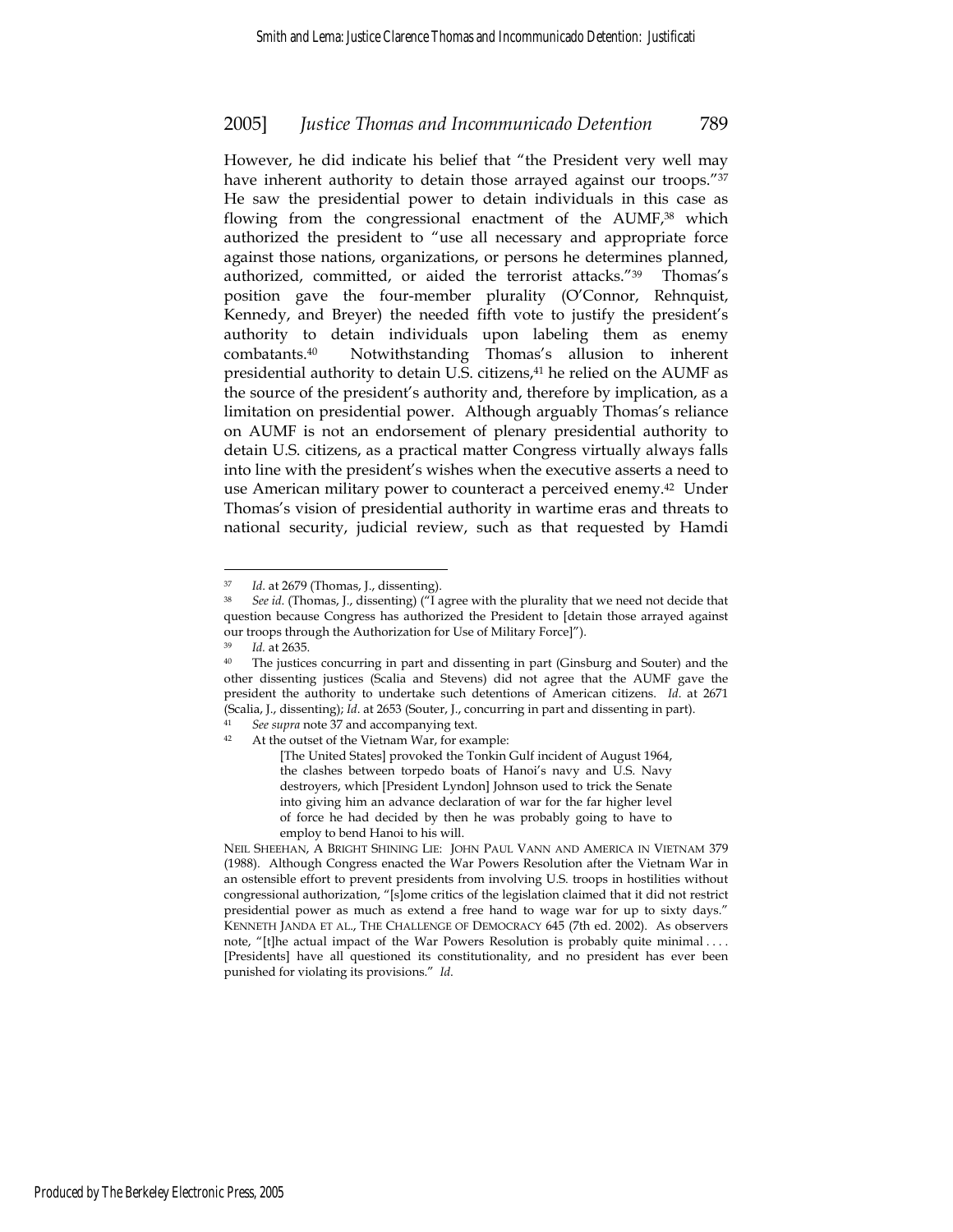However, he did indicate his belief that "the President very well may have inherent authority to detain those arrayed against our troops."[37] He saw the presidential power to detain individuals in this case as flowing from the congressional enactment of the AUMF,[38] which authorized the president to "use all necessary and appropriate force against those nations, organizations, or persons he determines planned, authorized, committed, or aided the terrorist attacks."[39] Thomas's position gave the four-member plurality (O'Connor, Rehnquist, Kennedy, and Breyer) the needed fifth vote to justify the president's authority to detain individuals upon labeling them as enemy combatants.[40] Notwithstanding Thomas's allusion to inherent presidential authority to detain U.S. citizens,[41] he relied on the AUMF as the source of the president's authority and, therefore by implication, as a limitation on presidential power. Although arguably Thomas's reliance on AUMF is not an endorsement of plenary presidential authority to detain U.S. citizens, as a practical matter Congress virtually always falls into line with the president's wishes when the executive asserts a need to use American military power to counteract a perceived enemy.[42] Under Thomas's vision of presidential authority in wartime eras and threats to national security, judicial review, such as that requested by Hamdi

---

[37] *Id.* at 2679 (Thomas, J., dissenting).

[38] *See id.* (Thomas, J., dissenting) ("I agree with the plurality that we need not decide that question because Congress has authorized the President to [detain those arrayed against our troops through the Authorization for Use of Military Force]").

[39] *Id.* at 2635.

[40] The justices concurring in part and dissenting in part (Ginsburg and Souter) and the other dissenting justices (Scalia and Stevens) did not agree that the AUMF gave the president the authority to undertake such detentions of American citizens. *Id.* at 2671 (Scalia, J., dissenting); *Id.* at 2653 (Souter, J., concurring in part and dissenting in part).

[41] *See supra* note 37 and accompanying text.

[42] At the outset of the Vietnam War, for example:

> [The United States] provoked the Tonkin Gulf incident of August 1964, the clashes between torpedo boats of Hanoi's navy and U.S. Navy destroyers, which [President Lyndon] Johnson used to trick the Senate into giving him an advance declaration of war for the far higher level of force he had decided by then he was probably going to have to employ to bend Hanoi to his will.

NEIL SHEEHAN, A BRIGHT SHINING LIE: JOHN PAUL VANN AND AMERICA IN VIETNAM 379 (1988). Although Congress enacted the War Powers Resolution after the Vietnam War in an ostensible effort to prevent presidents from involving U.S. troops in hostilities without congressional authorization, "[s]ome critics of the legislation claimed that it did not restrict presidential power as much as extend a free hand to wage war for up to sixty days." KENNETH JANDA ET AL., THE CHALLENGE OF DEMOCRACY 645 (7th ed. 2002). As observers note, "[t]he actual impact of the War Powers Resolution is probably quite minimal . . . . [Presidents] have all questioned its constitutionality, and no president has ever been punished for violating its provisions." *Id.*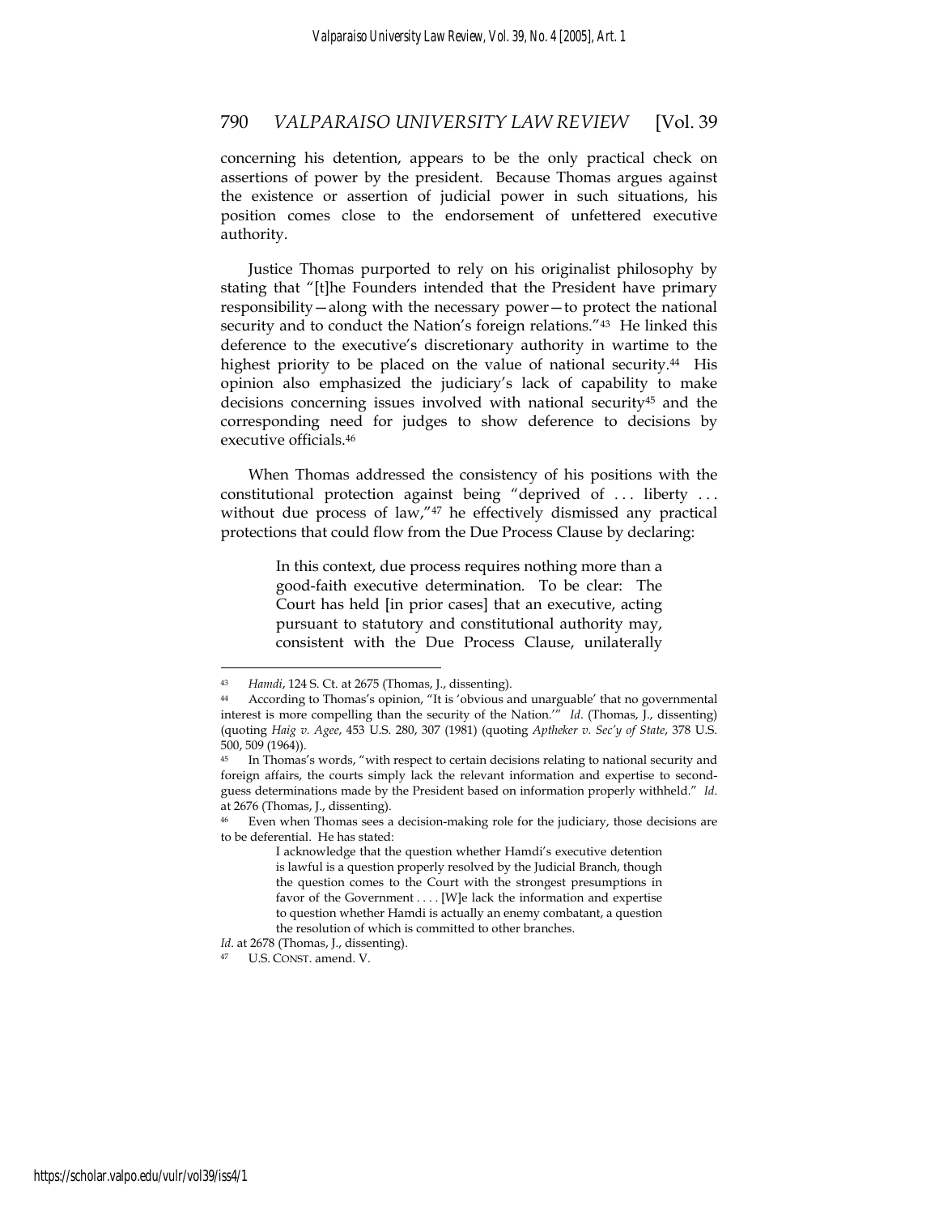concerning his detention, appears to be the only practical check on assertions of power by the president. Because Thomas argues against the existence or assertion of judicial power in such situations, his position comes close to the endorsement of unfettered executive authority.

Justice Thomas purported to rely on his originalist philosophy by stating that "[t]he Founders intended that the President have primary responsibility—along with the necessary power—to protect the national security and to conduct the Nation's foreign relations."[43] He linked this deference to the executive's discretionary authority in wartime to the highest priority to be placed on the value of national security.[44] His opinion also emphasized the judiciary's lack of capability to make decisions concerning issues involved with national security[45] and the corresponding need for judges to show deference to decisions by executive officials.[46]

When Thomas addressed the consistency of his positions with the constitutional protection against being "deprived of . . . liberty . . . without due process of law,"[47] he effectively dismissed any practical protections that could flow from the Due Process Clause by declaring:

> In this context, due process requires nothing more than a good-faith executive determination. To be clear: The Court has held [in prior cases] that an executive, acting pursuant to statutory and constitutional authority may, consistent with the Due Process Clause, unilaterally

---

[43] *Hamdi*, 124 S. Ct. at 2675 (Thomas, J., dissenting).

[44] According to Thomas's opinion, "It is 'obvious and unarguable' that no governmental interest is more compelling than the security of the Nation.'" *Id.* (Thomas, J., dissenting) (quoting *Haig v. Agee*, 453 U.S. 280, 307 (1981) (quoting *Aptheker v. Sec'y of State*, 378 U.S. 500, 509 (1964)).

[45] In Thomas's words, "with respect to certain decisions relating to national security and foreign affairs, the courts simply lack the relevant information and expertise to second-guess determinations made by the President based on information properly withheld." *Id.* at 2676 (Thomas, J., dissenting).

[46] Even when Thomas sees a decision-making role for the judiciary, those decisions are to be deferential. He has stated:

> I acknowledge that the question whether Hamdi's executive detention is lawful is a question properly resolved by the Judicial Branch, though the question comes to the Court with the strongest presumptions in favor of the Government . . . . [W]e lack the information and expertise to question whether Hamdi is actually an enemy combatant, a question the resolution of which is committed to other branches.

*Id*. at 2678 (Thomas, J., dissenting).

[47] U.S. CONST. amend. V.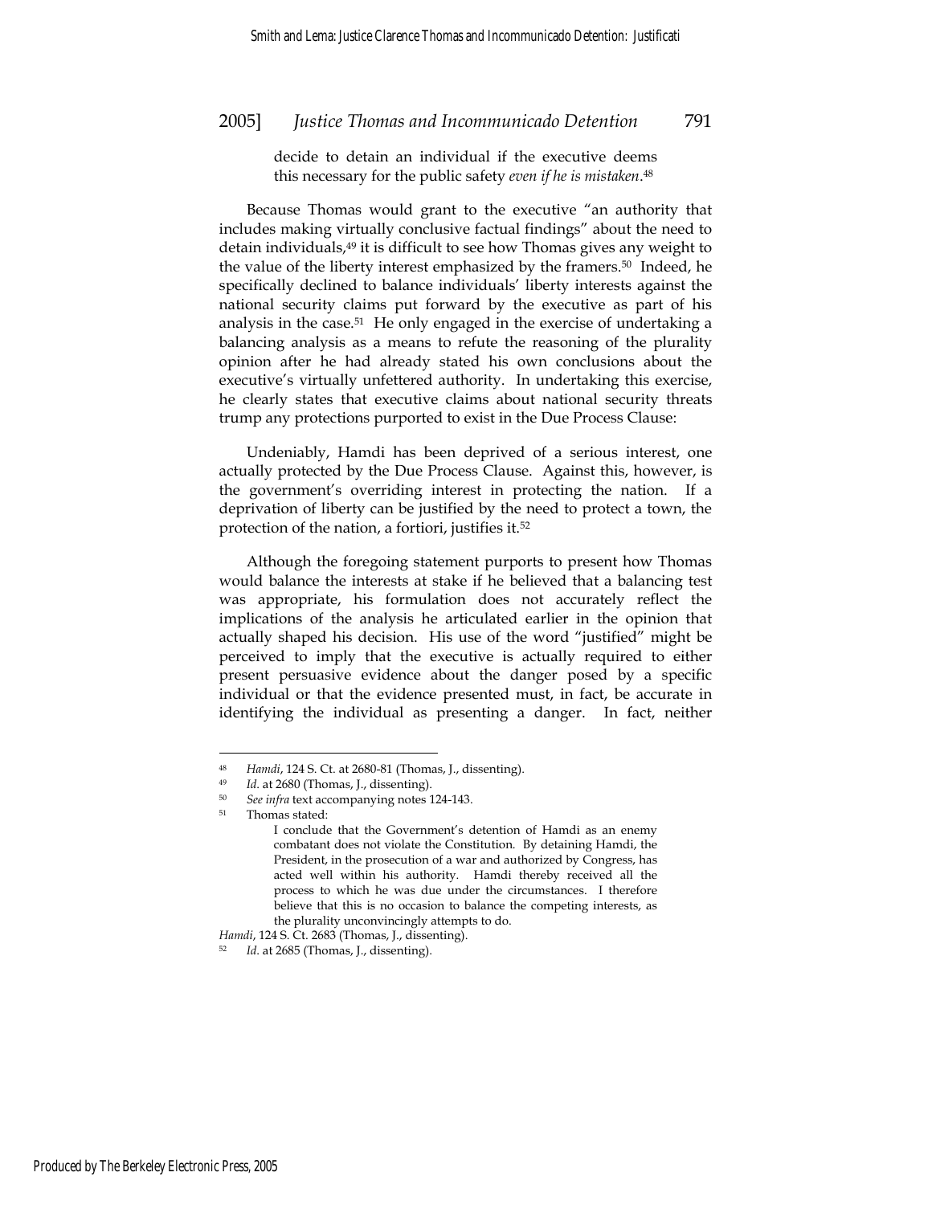decide to detain an individual if the executive deems this necessary for the public safety *even if he is mistaken*.[48]

Because Thomas would grant to the executive "an authority that includes making virtually conclusive factual findings" about the need to detain individuals,[49] it is difficult to see how Thomas gives any weight to the value of the liberty interest emphasized by the framers.[50] Indeed, he specifically declined to balance individuals' liberty interests against the national security claims put forward by the executive as part of his analysis in the case.[51] He only engaged in the exercise of undertaking a balancing analysis as a means to refute the reasoning of the plurality opinion after he had already stated his own conclusions about the executive's virtually unfettered authority. In undertaking this exercise, he clearly states that executive claims about national security threats trump any protections purported to exist in the Due Process Clause:

> Undeniably, Hamdi has been deprived of a serious interest, one actually protected by the Due Process Clause. Against this, however, is the government's overriding interest in protecting the nation. If a deprivation of liberty can be justified by the need to protect a town, the protection of the nation, a fortiori, justifies it.[52]

Although the foregoing statement purports to present how Thomas would balance the interests at stake if he believed that a balancing test was appropriate, his formulation does not accurately reflect the implications of the analysis he articulated earlier in the opinion that actually shaped his decision. His use of the word "justified" might be perceived to imply that the executive is actually required to either present persuasive evidence about the danger posed by a specific individual or that the evidence presented must, in fact, be accurate in identifying the individual as presenting a danger. In fact, neither

---

[48] *Hamdi*, 124 S. Ct. at 2680-81 (Thomas, J., dissenting).

[49] *Id.* at 2680 (Thomas, J., dissenting).

[50] *See infra* text accompanying notes 124-143.

[51] Thomas stated:

> I conclude that the Government's detention of Hamdi as an enemy combatant does not violate the Constitution. By detaining Hamdi, the President, in the prosecution of a war and authorized by Congress, has acted well within his authority. Hamdi thereby received all the process to which he was due under the circumstances. I therefore believe that this is no occasion to balance the competing interests, as the plurality unconvincingly attempts to do.

*Hamdi*, 124 S. Ct. 2683 (Thomas, J., dissenting).

[52] *Id.* at 2685 (Thomas, J., dissenting).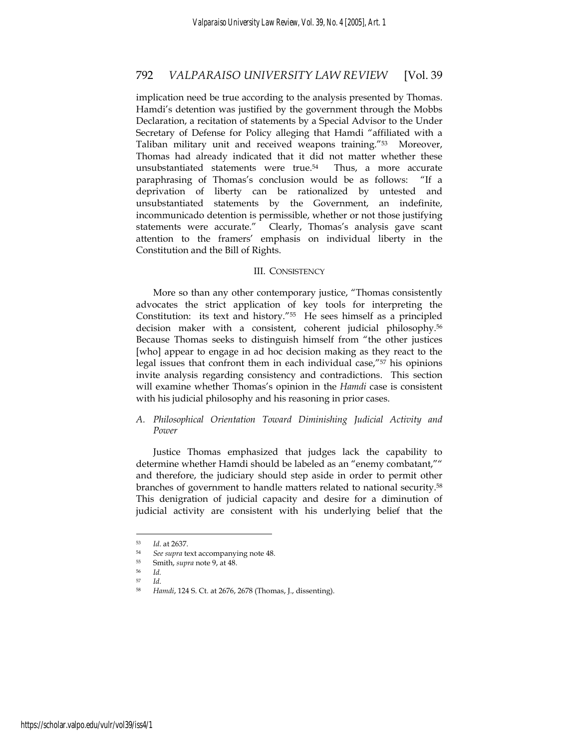implication need be true according to the analysis presented by Thomas. Hamdi's detention was justified by the government through the Mobbs Declaration, a recitation of statements by a Special Advisor to the Under Secretary of Defense for Policy alleging that Hamdi "affiliated with a Taliban military unit and received weapons training."[53] Moreover, Thomas had already indicated that it did not matter whether these unsubstantiated statements were true.[54] Thus, a more accurate paraphrasing of Thomas's conclusion would be as follows: "If a deprivation of liberty can be rationalized by untested and unsubstantiated statements by the Government, an indefinite, incommunicado detention is permissible, whether or not those justifying statements were accurate." Clearly, Thomas's analysis gave scant attention to the framers' emphasis on individual liberty in the Constitution and the Bill of Rights.

## III. CONSISTENCY

More so than any other contemporary justice, "Thomas consistently advocates the strict application of key tools for interpreting the Constitution: its text and history."[55] He sees himself as a principled decision maker with a consistent, coherent judicial philosophy.[56] Because Thomas seeks to distinguish himself from "the other justices [who] appear to engage in ad hoc decision making as they react to the legal issues that confront them in each individual case,"[57] his opinions invite analysis regarding consistency and contradictions. This section will examine whether Thomas's opinion in the *Hamdi* case is consistent with his judicial philosophy and his reasoning in prior cases.

### *A. Philosophical Orientation Toward Diminishing Judicial Activity and Power*

Justice Thomas emphasized that judges lack the capability to determine whether Hamdi should be labeled as an "enemy combatant,"" and therefore, the judiciary should step aside in order to permit other branches of government to handle matters related to national security.[58] This denigration of judicial capacity and desire for a diminution of judicial activity are consistent with his underlying belief that the

---

[53] *Id*. at 2637.

[54] *See supra* text accompanying note 48.

[55] Smith, *supra* note 9, at 48.

[56] *Id.*

[57] *Id*.

[58] *Hamdi*, 124 S. Ct. at 2676, 2678 (Thomas, J., dissenting).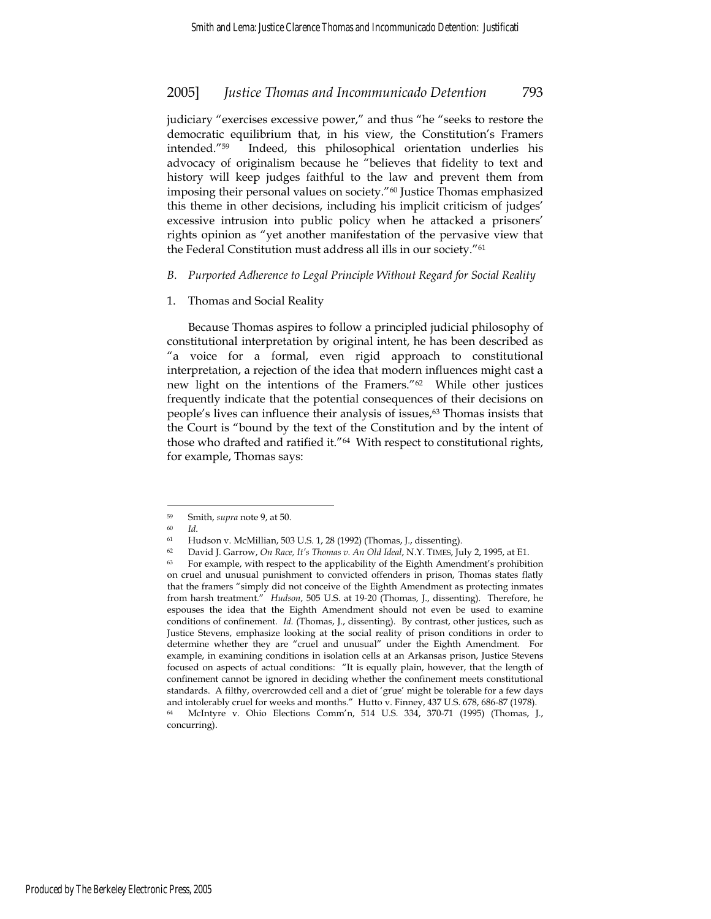judiciary "exercises excessive power," and thus "he "seeks to restore the democratic equilibrium that, in his view, the Constitution's Framers intended."[59] Indeed, this philosophical orientation underlies his advocacy of originalism because he "believes that fidelity to text and history will keep judges faithful to the law and prevent them from imposing their personal values on society."[60] Justice Thomas emphasized this theme in other decisions, including his implicit criticism of judges' excessive intrusion into public policy when he attacked a prisoners' rights opinion as "yet another manifestation of the pervasive view that the Federal Constitution must address all ills in our society."[61]

### *B. Purported Adherence to Legal Principle Without Regard for Social Reality*

#### 1. Thomas and Social Reality

Because Thomas aspires to follow a principled judicial philosophy of constitutional interpretation by original intent, he has been described as "a voice for a formal, even rigid approach to constitutional interpretation, a rejection of the idea that modern influences might cast a new light on the intentions of the Framers."[62] While other justices frequently indicate that the potential consequences of their decisions on people's lives can influence their analysis of issues,[63] Thomas insists that the Court is "bound by the text of the Constitution and by the intent of those who drafted and ratified it."[64] With respect to constitutional rights, for example, Thomas says:

---

[59] Smith, *supra* note 9, at 50.

[60] *Id.*

[61] Hudson v. McMillian, 503 U.S. 1, 28 (1992) (Thomas, J., dissenting).

[62] David J. Garrow, *On Race, It's Thomas v. An Old Ideal*, N.Y. TIMES, July 2, 1995, at E1.

[63] For example, with respect to the applicability of the Eighth Amendment's prohibition on cruel and unusual punishment to convicted offenders in prison, Thomas states flatly that the framers "simply did not conceive of the Eighth Amendment as protecting inmates from harsh treatment." *Hudson*, 505 U.S. at 19-20 (Thomas, J., dissenting). Therefore, he espouses the idea that the Eighth Amendment should not even be used to examine conditions of confinement. *Id.* (Thomas, J., dissenting). By contrast, other justices, such as Justice Stevens, emphasize looking at the social reality of prison conditions in order to determine whether they are "cruel and unusual" under the Eighth Amendment. For example, in examining conditions in isolation cells at an Arkansas prison, Justice Stevens focused on aspects of actual conditions: "It is equally plain, however, that the length of confinement cannot be ignored in deciding whether the confinement meets constitutional standards. A filthy, overcrowded cell and a diet of 'grue' might be tolerable for a few days and intolerably cruel for weeks and months." Hutto v. Finney, 437 U.S. 678, 686-87 (1978).

[64] McIntyre v. Ohio Elections Comm'n, 514 U.S. 334, 370-71 (1995) (Thomas, J., concurring).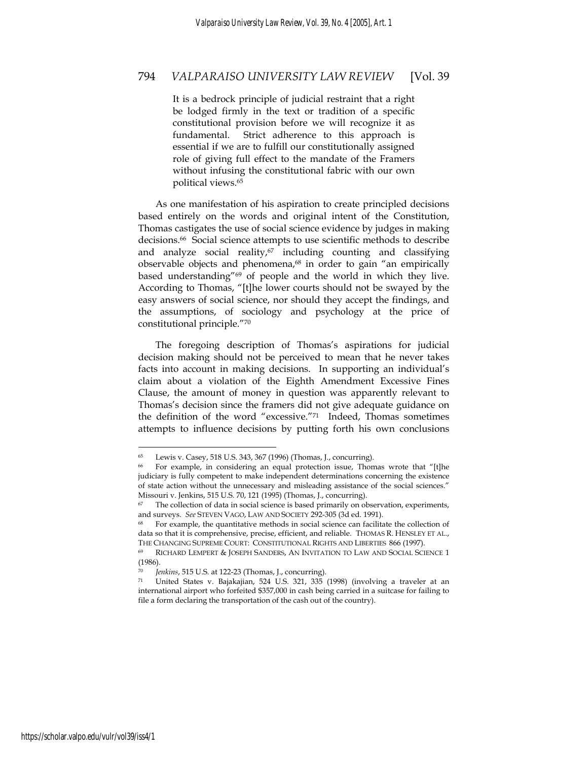> It is a bedrock principle of judicial restraint that a right be lodged firmly in the text or tradition of a specific constitutional provision before we will recognize it as fundamental. Strict adherence to this approach is essential if we are to fulfill our constitutionally assigned role of giving full effect to the mandate of the Framers without infusing the constitutional fabric with our own political views.[65]

As one manifestation of his aspiration to create principled decisions based entirely on the words and original intent of the Constitution, Thomas castigates the use of social science evidence by judges in making decisions.[66] Social science attempts to use scientific methods to describe and analyze social reality,[67] including counting and classifying observable objects and phenomena,[68] in order to gain "an empirically based understanding"[69] of people and the world in which they live. According to Thomas, "[t]he lower courts should not be swayed by the easy answers of social science, nor should they accept the findings, and the assumptions, of sociology and psychology at the price of constitutional principle."[70]

The foregoing description of Thomas's aspirations for judicial decision making should not be perceived to mean that he never takes facts into account in making decisions. In supporting an individual's claim about a violation of the Eighth Amendment Excessive Fines Clause, the amount of money in question was apparently relevant to Thomas's decision since the framers did not give adequate guidance on the definition of the word "excessive."[71] Indeed, Thomas sometimes attempts to influence decisions by putting forth his own conclusions

---

[65] Lewis v. Casey, 518 U.S. 343, 367 (1996) (Thomas, J., concurring).

[66] For example, in considering an equal protection issue, Thomas wrote that "[t]he judiciary is fully competent to make independent determinations concerning the existence of state action without the unnecessary and misleading assistance of the social sciences." Missouri v. Jenkins, 515 U.S. 70, 121 (1995) (Thomas, J., concurring).

[67] The collection of data in social science is based primarily on observation, experiments, and surveys. *See* STEVEN VAGO, LAW AND SOCIETY 292-305 (3d ed. 1991).

[68] For example, the quantitative methods in social science can facilitate the collection of data so that it is comprehensive, precise, efficient, and reliable. THOMAS R. HENSLEY ET AL., THE CHANGING SUPREME COURT: CONSTITUTIONAL RIGHTS AND LIBERTIES 866 (1997).

[69] RICHARD LEMPERT & JOSEPH SANDERS, AN INVITATION TO LAW AND SOCIAL SCIENCE 1 (1986).

[70] *Jenkins*, 515 U.S. at 122-23 (Thomas, J., concurring).

[71] United States v. Bajakajian, 524 U.S. 321, 335 (1998) (involving a traveler at an international airport who forfeited $357,000 in cash being carried in a suitcase for failing to file a form declaring the transportation of the cash out of the country).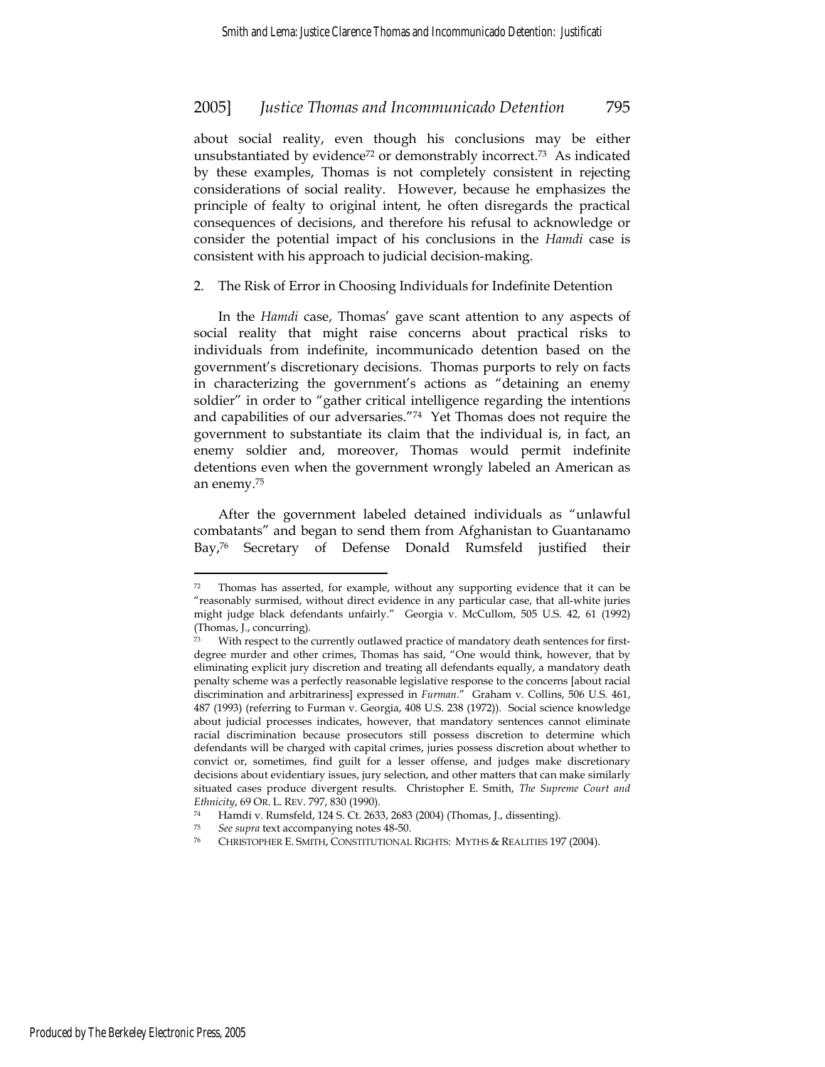about social reality, even though his conclusions may be either unsubstantiated by evidence[72] or demonstrably incorrect.[73] As indicated by these examples, Thomas is not completely consistent in rejecting considerations of social reality. However, because he emphasizes the principle of fealty to original intent, he often disregards the practical consequences of decisions, and therefore his refusal to acknowledge or consider the potential impact of his conclusions in the *Hamdi* case is consistent with his approach to judicial decision-making.

2. The Risk of Error in Choosing Individuals for Indefinite Detention

In the *Hamdi* case, Thomas' gave scant attention to any aspects of social reality that might raise concerns about practical risks to individuals from indefinite, incommunicado detention based on the government's discretionary decisions. Thomas purports to rely on facts in characterizing the government's actions as "detaining an enemy soldier" in order to "gather critical intelligence regarding the intentions and capabilities of our adversaries."[74] Yet Thomas does not require the government to substantiate its claim that the individual is, in fact, an enemy soldier and, moreover, Thomas would permit indefinite detentions even when the government wrongly labeled an American as an enemy.[75]

After the government labeled detained individuals as "unlawful combatants" and began to send them from Afghanistan to Guantanamo Bay,[76] Secretary of Defense Donald Rumsfeld justified their

---

[72] Thomas has asserted, for example, without any supporting evidence that it can be "reasonably surmised, without direct evidence in any particular case, that all-white juries might judge black defendants unfairly." Georgia v. McCullom, 505 U.S. 42, 61 (1992) (Thomas, J., concurring).

[73] With respect to the currently outlawed practice of mandatory death sentences for first-degree murder and other crimes, Thomas has said, "One would think, however, that by eliminating explicit jury discretion and treating all defendants equally, a mandatory death penalty scheme was a perfectly reasonable legislative response to the concerns [about racial discrimination and arbitrariness] expressed in *Furman*." Graham v. Collins, 506 U.S. 461, 487 (1993) (referring to Furman v. Georgia, 408 U.S. 238 (1972)). Social science knowledge about judicial processes indicates, however, that mandatory sentences cannot eliminate racial discrimination because prosecutors still possess discretion to determine which defendants will be charged with capital crimes, juries possess discretion about whether to convict or, sometimes, find guilt for a lesser offense, and judges make discretionary decisions about evidentiary issues, jury selection, and other matters that can make similarly situated cases produce divergent results. Christopher E. Smith, *The Supreme Court and Ethnicity*, 69 OR. L. REV. 797, 830 (1990).

[74] Hamdi v. Rumsfeld, 124 S. Ct. 2633, 2683 (2004) (Thomas, J., dissenting).

[75] *See supra* text accompanying notes 48-50.

[76] CHRISTOPHER E. SMITH, CONSTITUTIONAL RIGHTS: MYTHS & REALITIES 197 (2004).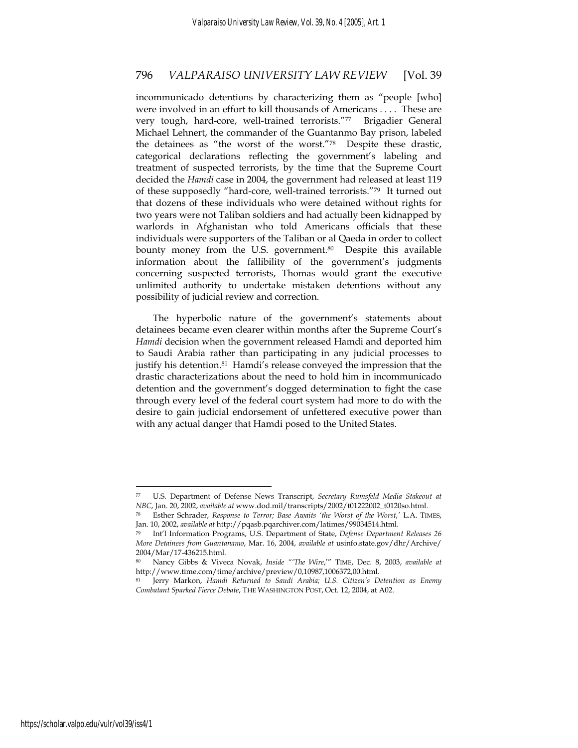incommunicado detentions by characterizing them as "people [who] were involved in an effort to kill thousands of Americans . . . . These are very tough, hard-core, well-trained terrorists."[77] Brigadier General Michael Lehnert, the commander of the Guantanmo Bay prison, labeled the detainees as "the worst of the worst."[78] Despite these drastic, categorical declarations reflecting the government's labeling and treatment of suspected terrorists, by the time that the Supreme Court decided the *Hamdi* case in 2004, the government had released at least 119 of these supposedly "hard-core, well-trained terrorists."[79] It turned out that dozens of these individuals who were detained without rights for two years were not Taliban soldiers and had actually been kidnapped by warlords in Afghanistan who told Americans officials that these individuals were supporters of the Taliban or al Qaeda in order to collect bounty money from the U.S. government.[80] Despite this available information about the fallibility of the government's judgments concerning suspected terrorists, Thomas would grant the executive unlimited authority to undertake mistaken detentions without any possibility of judicial review and correction.

The hyperbolic nature of the government's statements about detainees became even clearer within months after the Supreme Court's *Hamdi* decision when the government released Hamdi and deported him to Saudi Arabia rather than participating in any judicial processes to justify his detention.[81] Hamdi's release conveyed the impression that the drastic characterizations about the need to hold him in incommunicado detention and the government's dogged determination to fight the case through every level of the federal court system had more to do with the desire to gain judicial endorsement of unfettered executive power than with any actual danger that Hamdi posed to the United States.

---

[77] U.S. Department of Defense News Transcript, *Secretary Rumsfeld Media Stakeout at NBC*, Jan. 20, 2002, *available at* www.dod.mil/transcripts/2002/t01222002_t0120so.html.

[78] Esther Schrader, *Response to Terror; Base Awaits 'the Worst of the Worst*,' L.A. TIMES, Jan. 10, 2002, *available at* http://pqasb.pqarchiver.com/latimes/99034514.html.

[79] Int'l Information Programs, U.S. Department of State, *Defense Department Releases 26 More Detainees from Guantanamo*, Mar. 16, 2004, *available at* usinfo.state.gov/dhr/Archive/2004/Mar/17-436215.html.

[80] Nancy Gibbs & Viveca Novak, *Inside "'The Wire*,'" TIME, Dec. 8, 2003, *available at* http://www.time.com/time/archive/preview/0,10987,1006372,00.html.

[81] Jerry Markon, *Hamdi Returned to Saudi Arabia; U.S. Citizen's Detention as Enemy Combatant Sparked Fierce Debate*, THE WASHINGTON POST, Oct. 12, 2004, at A02.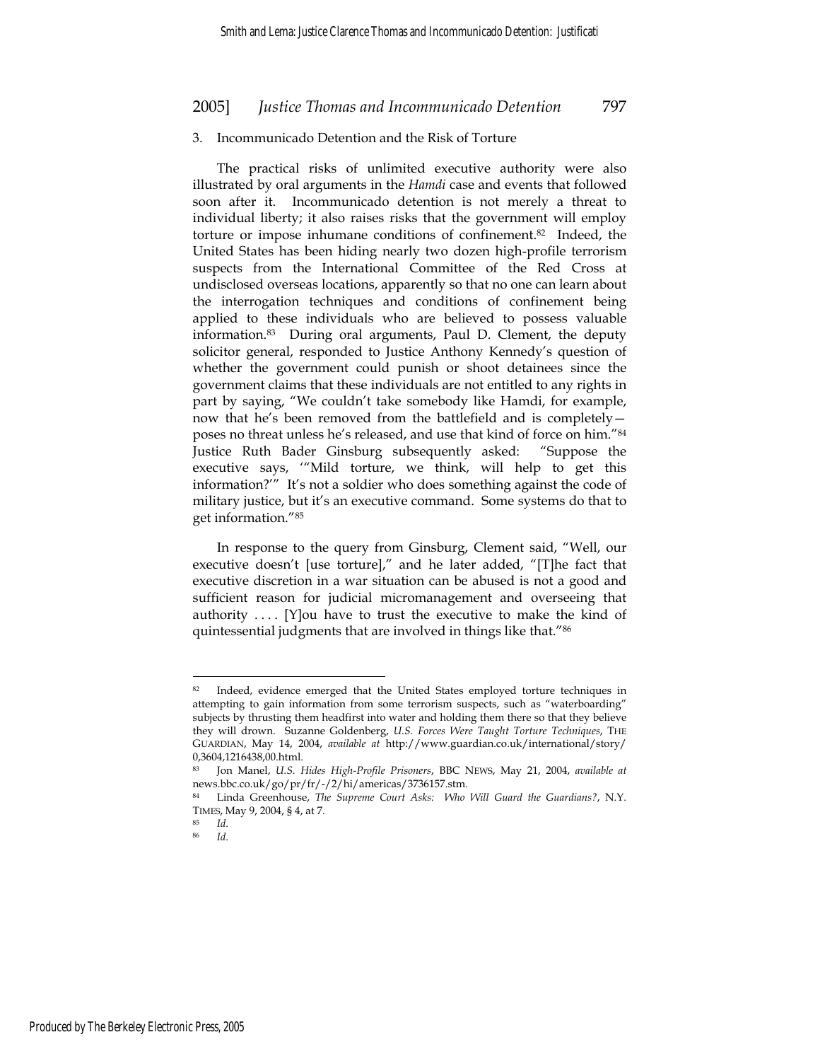### 3. Incommunicado Detention and the Risk of Torture

The practical risks of unlimited executive authority were also illustrated by oral arguments in the *Hamdi* case and events that followed soon after it. Incommunicado detention is not merely a threat to individual liberty; it also raises risks that the government will employ torture or impose inhumane conditions of confinement.[82] Indeed, the United States has been hiding nearly two dozen high-profile terrorism suspects from the International Committee of the Red Cross at undisclosed overseas locations, apparently so that no one can learn about the interrogation techniques and conditions of confinement being applied to these individuals who are believed to possess valuable information.[83] During oral arguments, Paul D. Clement, the deputy solicitor general, responded to Justice Anthony Kennedy's question of whether the government could punish or shoot detainees since the government claims that these individuals are not entitled to any rights in part by saying, "We couldn't take somebody like Hamdi, for example, now that he's been removed from the battlefield and is completely—poses no threat unless he's released, and use that kind of force on him."[84] Justice Ruth Bader Ginsburg subsequently asked: "Suppose the executive says, '"Mild torture, we think, will help to get this information?'" It's not a soldier who does something against the code of military justice, but it's an executive command. Some systems do that to get information."[85]

In response to the query from Ginsburg, Clement said, "Well, our executive doesn't [use torture]," and he later added, "[T]he fact that executive discretion in a war situation can be abused is not a good and sufficient reason for judicial micromanagement and overseeing that authority . . . . [Y]ou have to trust the executive to make the kind of quintessential judgments that are involved in things like that."[86]

---

[82] Indeed, evidence emerged that the United States employed torture techniques in attempting to gain information from some terrorism suspects, such as "waterboarding" subjects by thrusting them headfirst into water and holding them there so that they believe they will drown. Suzanne Goldenberg, *U.S. Forces Were Taught Torture Techniques*, THE GUARDIAN, May 14, 2004, *available at* http://www.guardian.co.uk/international/story/0,3604,1216438,00.html.

[83] Jon Manel, *U.S. Hides High-Profile Prisoners*, BBC NEWS, May 21, 2004, *available at* news.bbc.co.uk/go/pr/fr/-/2/hi/americas/3736157.stm.

[84] Linda Greenhouse, *The Supreme Court Asks: Who Will Guard the Guardians?*, N.Y. TIMES, May 9, 2004, § 4, at 7.

[85] *Id*.

[86] *Id*.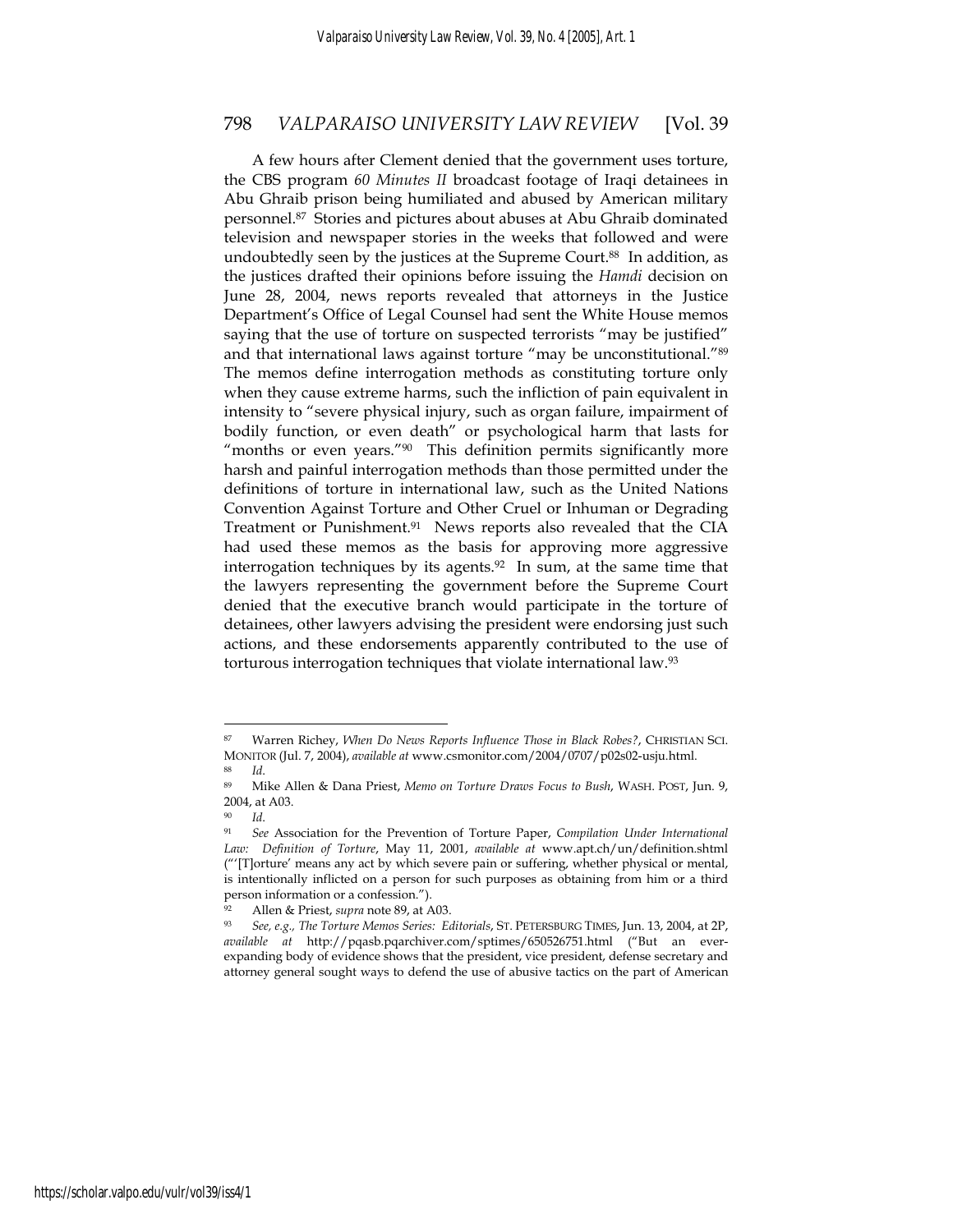A few hours after Clement denied that the government uses torture, the CBS program *60 Minutes II* broadcast footage of Iraqi detainees in Abu Ghraib prison being humiliated and abused by American military personnel.[87] Stories and pictures about abuses at Abu Ghraib dominated television and newspaper stories in the weeks that followed and were undoubtedly seen by the justices at the Supreme Court.[88] In addition, as the justices drafted their opinions before issuing the *Hamdi* decision on June 28, 2004, news reports revealed that attorneys in the Justice Department's Office of Legal Counsel had sent the White House memos saying that the use of torture on suspected terrorists "may be justified" and that international laws against torture "may be unconstitutional."[89] The memos define interrogation methods as constituting torture only when they cause extreme harms, such the infliction of pain equivalent in intensity to "severe physical injury, such as organ failure, impairment of bodily function, or even death" or psychological harm that lasts for "months or even years."[90] This definition permits significantly more harsh and painful interrogation methods than those permitted under the definitions of torture in international law, such as the United Nations Convention Against Torture and Other Cruel or Inhuman or Degrading Treatment or Punishment.[91] News reports also revealed that the CIA had used these memos as the basis for approving more aggressive interrogation techniques by its agents.[92] In sum, at the same time that the lawyers representing the government before the Supreme Court denied that the executive branch would participate in the torture of detainees, other lawyers advising the president were endorsing just such actions, and these endorsements apparently contributed to the use of torturous interrogation techniques that violate international law.[93]

---

[87] Warren Richey, *When Do News Reports Influence Those in Black Robes?*, CHRISTIAN SCI. MONITOR (Jul. 7, 2004), *available at* www.csmonitor.com/2004/0707/p02s02-usju.html.

[88] *Id.*

[89] Mike Allen & Dana Priest, *Memo on Torture Draws Focus to Bush*, WASH. POST, Jun. 9, 2004, at A03.

[90] *Id.*

[91] *See* Association for the Prevention of Torture Paper, *Compilation Under International Law: Definition of Torture*, May 11, 2001, *available at* www.apt.ch/un/definition.shtml ("'[T]orture' means any act by which severe pain or suffering, whether physical or mental, is intentionally inflicted on a person for such purposes as obtaining from him or a third person information or a confession.").

[92] Allen & Priest, *supra* note 89, at A03.

[93] *See, e.g., The Torture Memos Series: Editorials*, ST. PETERSBURG TIMES, Jun. 13, 2004, at 2P, *available at* http://pqasb.pqarchiver.com/sptimes/650526751.html ("But an ever-expanding body of evidence shows that the president, vice president, defense secretary and attorney general sought ways to defend the use of abusive tactics on the part of American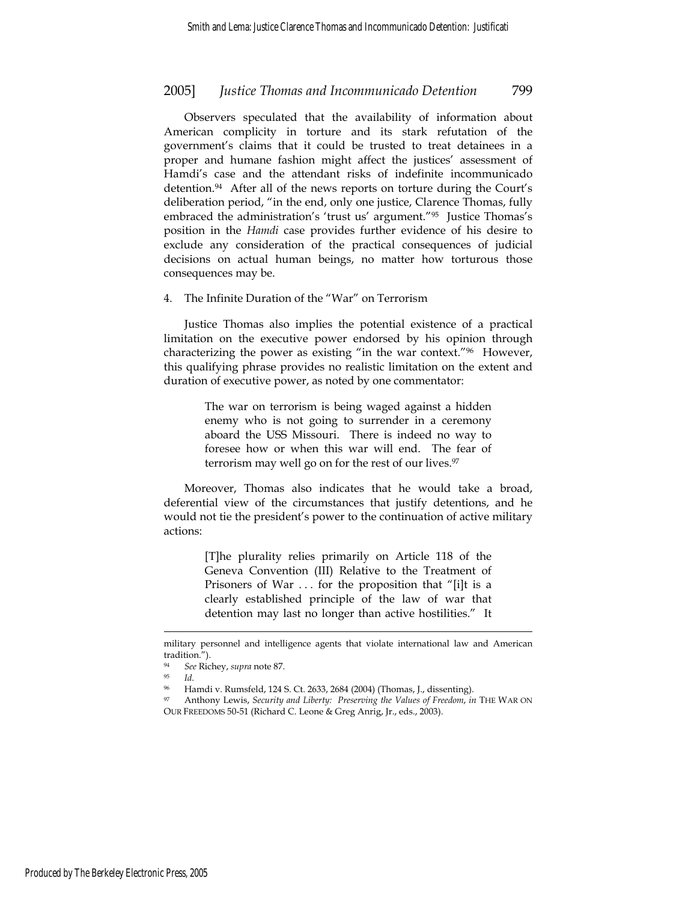Observers speculated that the availability of information about American complicity in torture and its stark refutation of the government's claims that it could be trusted to treat detainees in a proper and humane fashion might affect the justices' assessment of Hamdi's case and the attendant risks of indefinite incommunicado detention.[94] After all of the news reports on torture during the Court's deliberation period, "in the end, only one justice, Clarence Thomas, fully embraced the administration's 'trust us' argument."[95] Justice Thomas's position in the *Hamdi* case provides further evidence of his desire to exclude any consideration of the practical consequences of judicial decisions on actual human beings, no matter how torturous those consequences may be.

4. The Infinite Duration of the "War" on Terrorism

Justice Thomas also implies the potential existence of a practical limitation on the executive power endorsed by his opinion through characterizing the power as existing "in the war context."[96] However, this qualifying phrase provides no realistic limitation on the extent and duration of executive power, as noted by one commentator:

> The war on terrorism is being waged against a hidden enemy who is not going to surrender in a ceremony aboard the USS Missouri. There is indeed no way to foresee how or when this war will end. The fear of terrorism may well go on for the rest of our lives.[97]

Moreover, Thomas also indicates that he would take a broad, deferential view of the circumstances that justify detentions, and he would not tie the president's power to the continuation of active military actions:

> [T]he plurality relies primarily on Article 118 of the Geneva Convention (III) Relative to the Treatment of Prisoners of War . . . for the proposition that "[i]t is a clearly established principle of the law of war that detention may last no longer than active hostilities." It

---

military personnel and intelligence agents that violate international law and American tradition.").

[94] *See* Richey, *supra* note 87.

[95] *Id.*

[96] Hamdi v. Rumsfeld, 124 S. Ct. 2633, 2684 (2004) (Thomas, J., dissenting).

[97] Anthony Lewis, *Security and Liberty: Preserving the Values of Freedom*, *in* THE WAR ON OUR FREEDOMS 50-51 (Richard C. Leone & Greg Anrig, Jr., eds., 2003).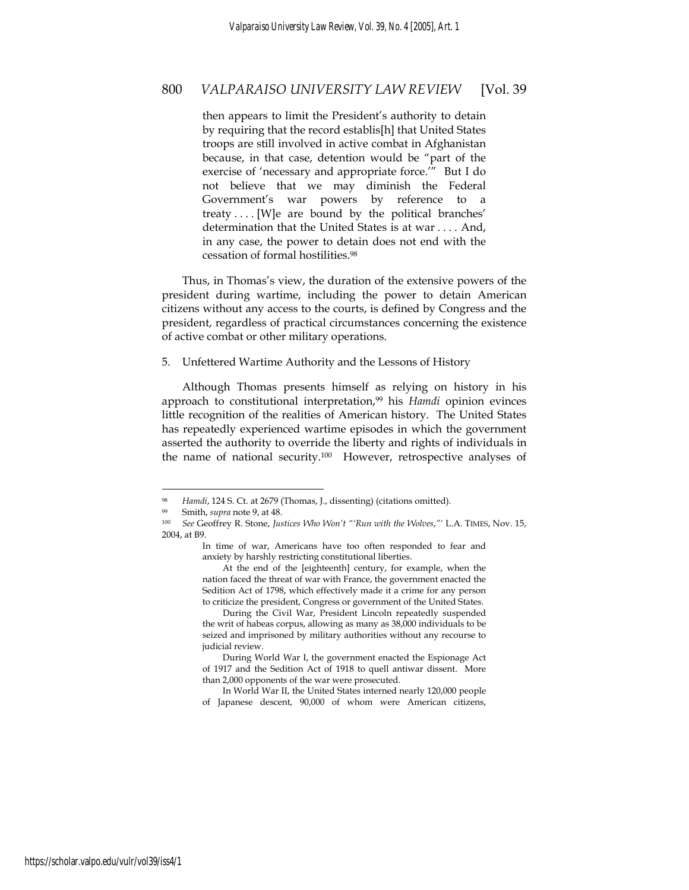> then appears to limit the President's authority to detain by requiring that the record establis[h] that United States troops are still involved in active combat in Afghanistan because, in that case, detention would be "part of the exercise of 'necessary and appropriate force.'" But I do not believe that we may diminish the Federal Government's war powers by reference to a treaty . . . . [W]e are bound by the political branches' determination that the United States is at war . . . . And, in any case, the power to detain does not end with the cessation of formal hostilities.[98]

Thus, in Thomas's view, the duration of the extensive powers of the president during wartime, including the power to detain American citizens without any access to the courts, is defined by Congress and the president, regardless of practical circumstances concerning the existence of active combat or other military operations.

5. Unfettered Wartime Authority and the Lessons of History

Although Thomas presents himself as relying on history in his approach to constitutional interpretation,[99] his *Hamdi* opinion evinces little recognition of the realities of American history. The United States has repeatedly experienced wartime episodes in which the government asserted the authority to override the liberty and rights of individuals in the name of national security.[100] However, retrospective analyses of

---

[98] *Hamdi*, 124 S. Ct. at 2679 (Thomas, J., dissenting) (citations omitted).

[99] Smith, *supra* note 9, at 48.

[100] *See* Geoffrey R. Stone, *Justices Who Won't "'Run with the Wolves,"'* L.A. TIMES, Nov. 15, 2004, at B9.

> In time of war, Americans have too often responded to fear and anxiety by harshly restricting constitutional liberties.
>
> At the end of the [eighteenth] century, for example, when the nation faced the threat of war with France, the government enacted the Sedition Act of 1798, which effectively made it a crime for any person to criticize the president, Congress or government of the United States.
>
> During the Civil War, President Lincoln repeatedly suspended the writ of habeas corpus, allowing as many as 38,000 individuals to be seized and imprisoned by military authorities without any recourse to judicial review.
>
> During World War I, the government enacted the Espionage Act of 1917 and the Sedition Act of 1918 to quell antiwar dissent. More than 2,000 opponents of the war were prosecuted.
>
> In World War II, the United States interned nearly 120,000 people of Japanese descent, 90,000 of whom were American citizens,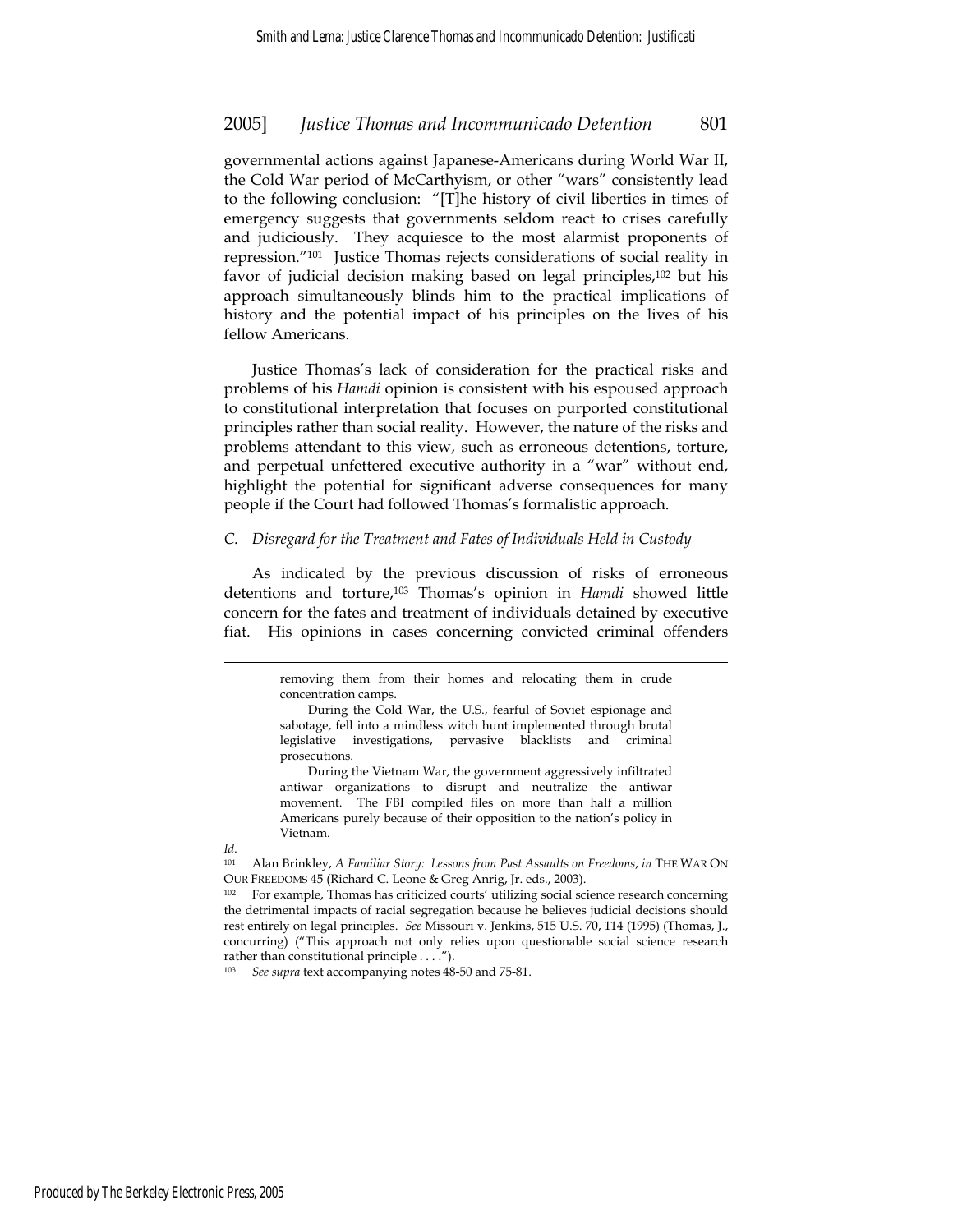governmental actions against Japanese-Americans during World War II, the Cold War period of McCarthyism, or other "wars" consistently lead to the following conclusion: "[T]he history of civil liberties in times of emergency suggests that governments seldom react to crises carefully and judiciously. They acquiesce to the most alarmist proponents of repression."[101] Justice Thomas rejects considerations of social reality in favor of judicial decision making based on legal principles,[102] but his approach simultaneously blinds him to the practical implications of history and the potential impact of his principles on the lives of his fellow Americans.

Justice Thomas's lack of consideration for the practical risks and problems of his *Hamdi* opinion is consistent with his espoused approach to constitutional interpretation that focuses on purported constitutional principles rather than social reality. However, the nature of the risks and problems attendant to this view, such as erroneous detentions, torture, and perpetual unfettered executive authority in a "war" without end, highlight the potential for significant adverse consequences for many people if the Court had followed Thomas's formalistic approach.

### *C. Disregard for the Treatment and Fates of Individuals Held in Custody*

As indicated by the previous discussion of risks of erroneous detentions and torture,[103] Thomas's opinion in *Hamdi* showed little concern for the fates and treatment of individuals detained by executive fiat. His opinions in cases concerning convicted criminal offenders

---

> removing them from their homes and relocating them in crude concentration camps.
>
> During the Cold War, the U.S., fearful of Soviet espionage and sabotage, fell into a mindless witch hunt implemented through brutal legislative investigations, pervasive blacklists and criminal prosecutions.
>
> During the Vietnam War, the government aggressively infiltrated antiwar organizations to disrupt and neutralize the antiwar movement. The FBI compiled files on more than half a million Americans purely because of their opposition to the nation's policy in Vietnam.

*Id.*

[101] Alan Brinkley, *A Familiar Story: Lessons from Past Assaults on Freedoms*, *in* THE WAR ON OUR FREEDOMS 45 (Richard C. Leone & Greg Anrig, Jr. eds., 2003).

[102] For example, Thomas has criticized courts' utilizing social science research concerning the detrimental impacts of racial segregation because he believes judicial decisions should rest entirely on legal principles. *See* Missouri v. Jenkins, 515 U.S. 70, 114 (1995) (Thomas, J., concurring) ("This approach not only relies upon questionable social science research rather than constitutional principle . . . .").

[103] *See supra* text accompanying notes 48-50 and 75-81.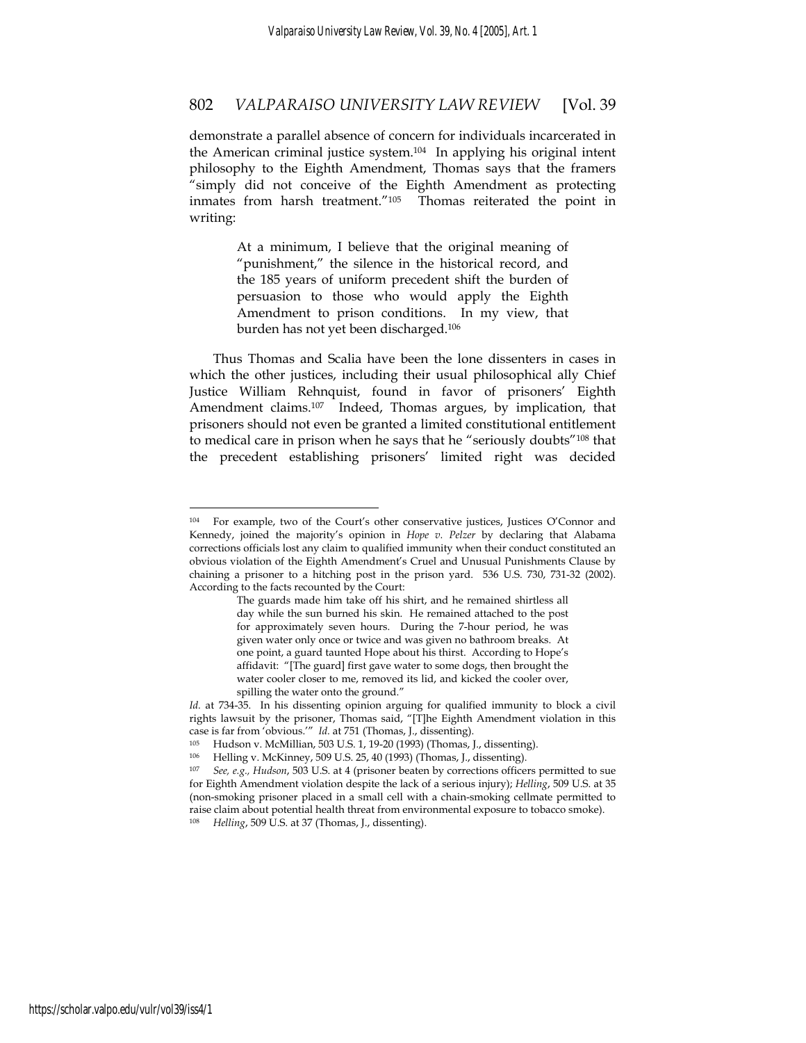demonstrate a parallel absence of concern for individuals incarcerated in the American criminal justice system.[104] In applying his original intent philosophy to the Eighth Amendment, Thomas says that the framers "simply did not conceive of the Eighth Amendment as protecting inmates from harsh treatment."[105] Thomas reiterated the point in writing:

> At a minimum, I believe that the original meaning of "punishment," the silence in the historical record, and the 185 years of uniform precedent shift the burden of persuasion to those who would apply the Eighth Amendment to prison conditions. In my view, that burden has not yet been discharged.[106]

Thus Thomas and Scalia have been the lone dissenters in cases in which the other justices, including their usual philosophical ally Chief Justice William Rehnquist, found in favor of prisoners' Eighth Amendment claims.[107] Indeed, Thomas argues, by implication, that prisoners should not even be granted a limited constitutional entitlement to medical care in prison when he says that he "seriously doubts"[108] that the precedent establishing prisoners' limited right was decided

---

[104] For example, two of the Court's other conservative justices, Justices O'Connor and Kennedy, joined the majority's opinion in *Hope v. Pelzer* by declaring that Alabama corrections officials lost any claim to qualified immunity when their conduct constituted an obvious violation of the Eighth Amendment's Cruel and Unusual Punishments Clause by chaining a prisoner to a hitching post in the prison yard. 536 U.S. 730, 731-32 (2002). According to the facts recounted by the Court:

> The guards made him take off his shirt, and he remained shirtless all day while the sun burned his skin. He remained attached to the post for approximately seven hours. During the 7-hour period, he was given water only once or twice and was given no bathroom breaks. At one point, a guard taunted Hope about his thirst. According to Hope's affidavit: "[The guard] first gave water to some dogs, then brought the water cooler closer to me, removed its lid, and kicked the cooler over, spilling the water onto the ground."

*Id.* at 734-35. In his dissenting opinion arguing for qualified immunity to block a civil rights lawsuit by the prisoner, Thomas said, "[T]he Eighth Amendment violation in this case is far from 'obvious.'" *Id.* at 751 (Thomas, J., dissenting).

[105] Hudson v. McMillian, 503 U.S. 1, 19-20 (1993) (Thomas, J., dissenting).

[106] Helling v. McKinney, 509 U.S. 25, 40 (1993) (Thomas, J., dissenting).

[107] *See, e.g., Hudson*, 503 U.S. at 4 (prisoner beaten by corrections officers permitted to sue for Eighth Amendment violation despite the lack of a serious injury); *Helling*, 509 U.S. at 35 (non-smoking prisoner placed in a small cell with a chain-smoking cellmate permitted to raise claim about potential health threat from environmental exposure to tobacco smoke).

[108] *Helling*, 509 U.S. at 37 (Thomas, J., dissenting).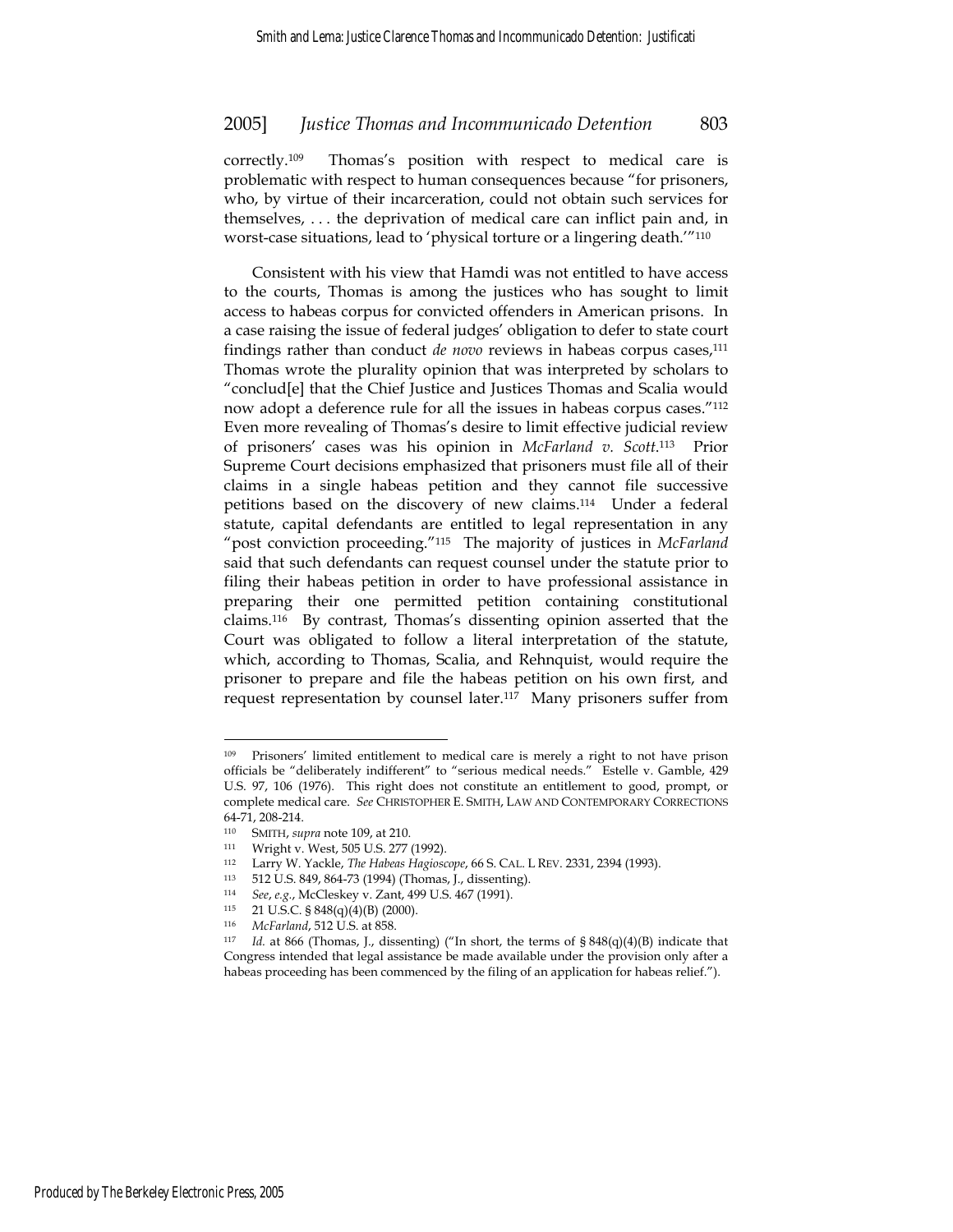correctly.[109] Thomas's position with respect to medical care is problematic with respect to human consequences because "for prisoners, who, by virtue of their incarceration, could not obtain such services for themselves, . . . the deprivation of medical care can inflict pain and, in worst-case situations, lead to 'physical torture or a lingering death.'"[110]

Consistent with his view that Hamdi was not entitled to have access to the courts, Thomas is among the justices who has sought to limit access to habeas corpus for convicted offenders in American prisons. In a case raising the issue of federal judges' obligation to defer to state court findings rather than conduct *de novo* reviews in habeas corpus cases,[111] Thomas wrote the plurality opinion that was interpreted by scholars to "conclud[e] that the Chief Justice and Justices Thomas and Scalia would now adopt a deference rule for all the issues in habeas corpus cases."[112] Even more revealing of Thomas's desire to limit effective judicial review of prisoners' cases was his opinion in *McFarland v. Scott*.[113] Prior Supreme Court decisions emphasized that prisoners must file all of their claims in a single habeas petition and they cannot file successive petitions based on the discovery of new claims.[114] Under a federal statute, capital defendants are entitled to legal representation in any "post conviction proceeding."[115] The majority of justices in *McFarland* said that such defendants can request counsel under the statute prior to filing their habeas petition in order to have professional assistance in preparing their one permitted petition containing constitutional claims.[116] By contrast, Thomas's dissenting opinion asserted that the Court was obligated to follow a literal interpretation of the statute, which, according to Thomas, Scalia, and Rehnquist, would require the prisoner to prepare and file the habeas petition on his own first, and request representation by counsel later.[117] Many prisoners suffer from

---

[109] Prisoners' limited entitlement to medical care is merely a right to not have prison officials be "deliberately indifferent" to "serious medical needs." Estelle v. Gamble, 429 U.S. 97, 106 (1976). This right does not constitute an entitlement to good, prompt, or complete medical care. *See* CHRISTOPHER E. SMITH, LAW AND CONTEMPORARY CORRECTIONS 64-71, 208-214.

[110] SMITH, *supra* note 109, at 210.

[111] Wright v. West, 505 U.S. 277 (1992).

[112] Larry W. Yackle, *The Habeas Hagioscope*, 66 S. CAL. L REV. 2331, 2394 (1993).

[113] 512 U.S. 849, 864-73 (1994) (Thomas, J., dissenting).

[114] *See*, *e.g.*, McCleskey v. Zant, 499 U.S. 467 (1991).

[115] 21 U.S.C. § 848(q)(4)(B) (2000).

[116] *McFarland*, 512 U.S. at 858.

[117] *Id.* at 866 (Thomas, J., dissenting) ("In short, the terms of § 848(q)(4)(B) indicate that Congress intended that legal assistance be made available under the provision only after a habeas proceeding has been commenced by the filing of an application for habeas relief.").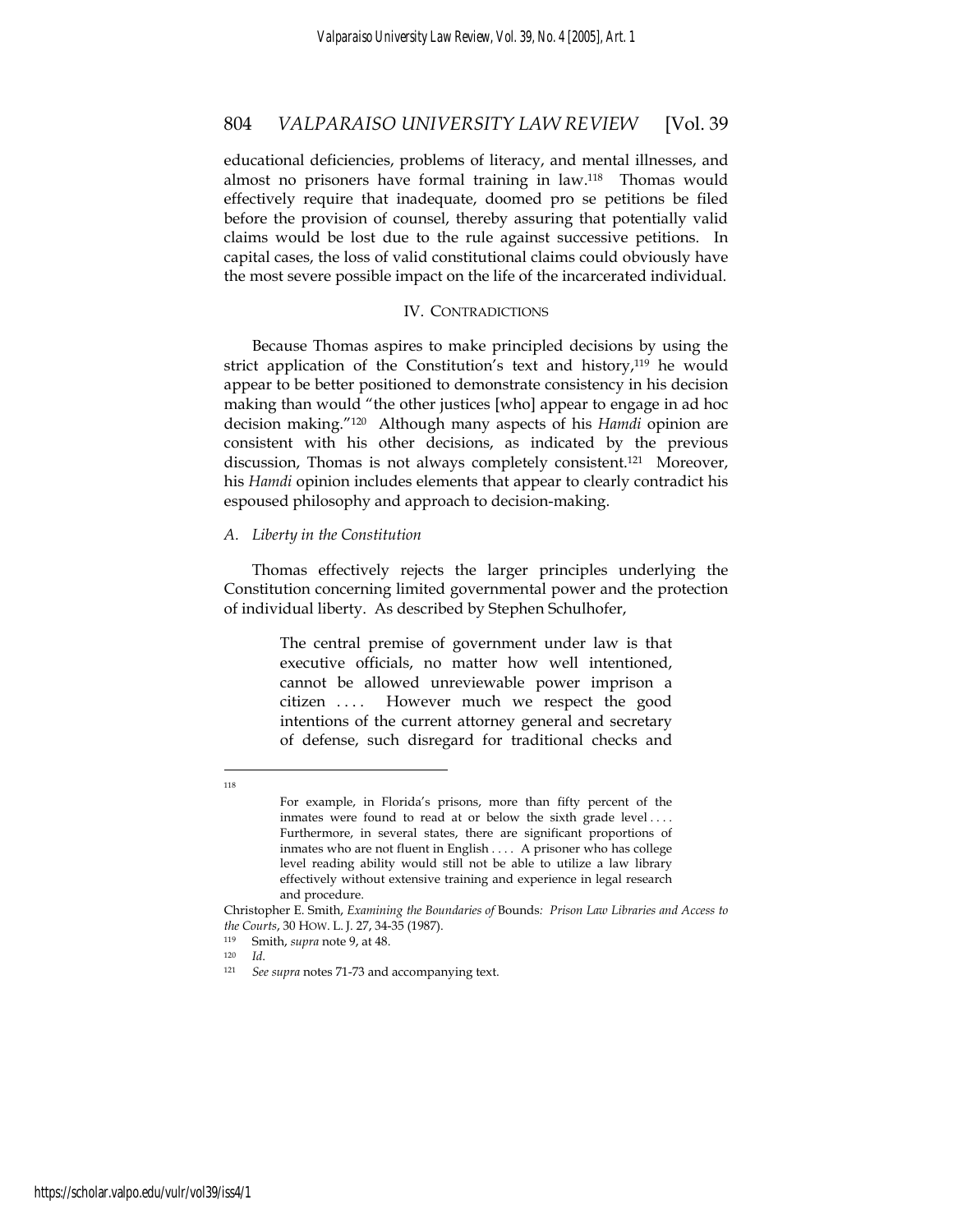educational deficiencies, problems of literacy, and mental illnesses, and almost no prisoners have formal training in law.[118] Thomas would effectively require that inadequate, doomed pro se petitions be filed before the provision of counsel, thereby assuring that potentially valid claims would be lost due to the rule against successive petitions. In capital cases, the loss of valid constitutional claims could obviously have the most severe possible impact on the life of the incarcerated individual.

## IV. CONTRADICTIONS

Because Thomas aspires to make principled decisions by using the strict application of the Constitution's text and history,[119] he would appear to be better positioned to demonstrate consistency in his decision making than would "the other justices [who] appear to engage in ad hoc decision making."[120] Although many aspects of his *Hamdi* opinion are consistent with his other decisions, as indicated by the previous discussion, Thomas is not always completely consistent.[121] Moreover, his *Hamdi* opinion includes elements that appear to clearly contradict his espoused philosophy and approach to decision-making.

### *A. Liberty in the Constitution*

Thomas effectively rejects the larger principles underlying the Constitution concerning limited governmental power and the protection of individual liberty. As described by Stephen Schulhofer,

> The central premise of government under law is that executive officials, no matter how well intentioned, cannot be allowed unreviewable power imprison a citizen . . . . However much we respect the good intentions of the current attorney general and secretary of defense, such disregard for traditional checks and

---

118

> For example, in Florida's prisons, more than fifty percent of the inmates were found to read at or below the sixth grade level . . . . Furthermore, in several states, there are significant proportions of inmates who are not fluent in English . . . . A prisoner who has college level reading ability would still not be able to utilize a law library effectively without extensive training and experience in legal research and procedure.

Christopher E. Smith, *Examining the Boundaries of* Bounds*: Prison Law Libraries and Access to the Courts*, 30 HOW. L. J. 27, 34-35 (1987).

119 Smith, *supra* note 9, at 48.

120 *Id*.

121 *See supra* notes 71-73 and accompanying text.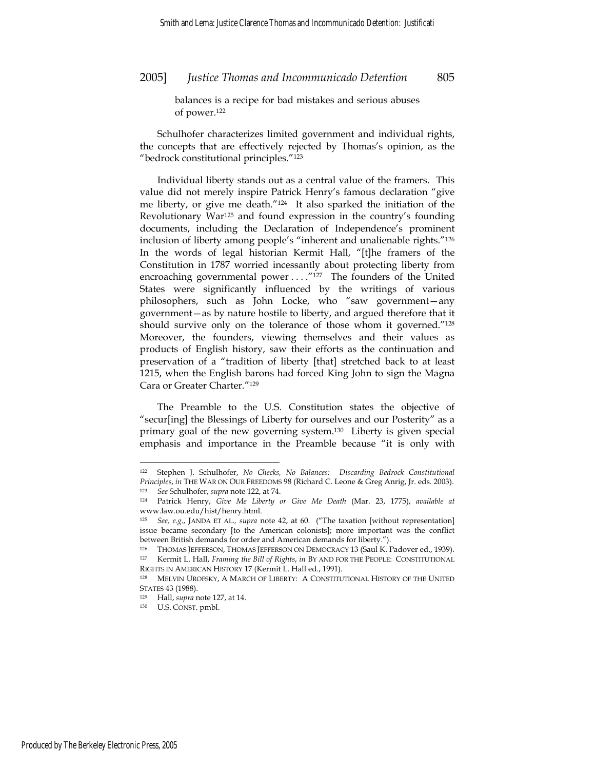balances is a recipe for bad mistakes and serious abuses of power.[122]

Schulhofer characterizes limited government and individual rights, the concepts that are effectively rejected by Thomas's opinion, as the "bedrock constitutional principles."[123]

Individual liberty stands out as a central value of the framers. This value did not merely inspire Patrick Henry's famous declaration "give me liberty, or give me death."[124] It also sparked the initiation of the Revolutionary War[125] and found expression in the country's founding documents, including the Declaration of Independence's prominent inclusion of liberty among people's "inherent and unalienable rights."[126] In the words of legal historian Kermit Hall, "[t]he framers of the Constitution in 1787 worried incessantly about protecting liberty from encroaching governmental power . . . ."[127] The founders of the United States were significantly influenced by the writings of various philosophers, such as John Locke, who "saw government—any government—as by nature hostile to liberty, and argued therefore that it should survive only on the tolerance of those whom it governed."[128] Moreover, the founders, viewing themselves and their values as products of English history, saw their efforts as the continuation and preservation of a "tradition of liberty [that] stretched back to at least 1215, when the English barons had forced King John to sign the Magna Cara or Greater Charter."[129]

The Preamble to the U.S. Constitution states the objective of "secur[ing] the Blessings of Liberty for ourselves and our Posterity" as a primary goal of the new governing system.[130] Liberty is given special emphasis and importance in the Preamble because "it is only with

---

[122] Stephen J. Schulhofer, *No Checks, No Balances: Discarding Bedrock Constitutional Principles*, *in* THE WAR ON OUR FREEDOMS 98 (Richard C. Leone & Greg Anrig, Jr. eds. 2003).

[123] *See* Schulhofer, *supra* note 122, at 74.

[124] Patrick Henry, *Give Me Liberty or Give Me Death* (Mar. 23, 1775), *available at* www.law.ou.edu/hist/henry.html.

[125] *See, e.g.*, JANDA ET AL., *supra* note 42, at 60. ("The taxation [without representation] issue became secondary [to the American colonists]; more important was the conflict between British demands for order and American demands for liberty.").

[126] THOMAS JEFFERSON, THOMAS JEFFERSON ON DEMOCRACY 13 (Saul K. Padover ed., 1939).

[127] Kermit L. Hall, *Framing the Bill of Rights*, *in* BY AND FOR THE PEOPLE: CONSTITUTIONAL RIGHTS IN AMERICAN HISTORY 17 (Kermit L. Hall ed., 1991).

[128] MELVIN UROFSKY, A MARCH OF LIBERTY: A CONSTITUTIONAL HISTORY OF THE UNITED STATES 43 (1988).

[129] Hall, *supra* note 127, at 14.

[130] U.S. CONST. pmbl.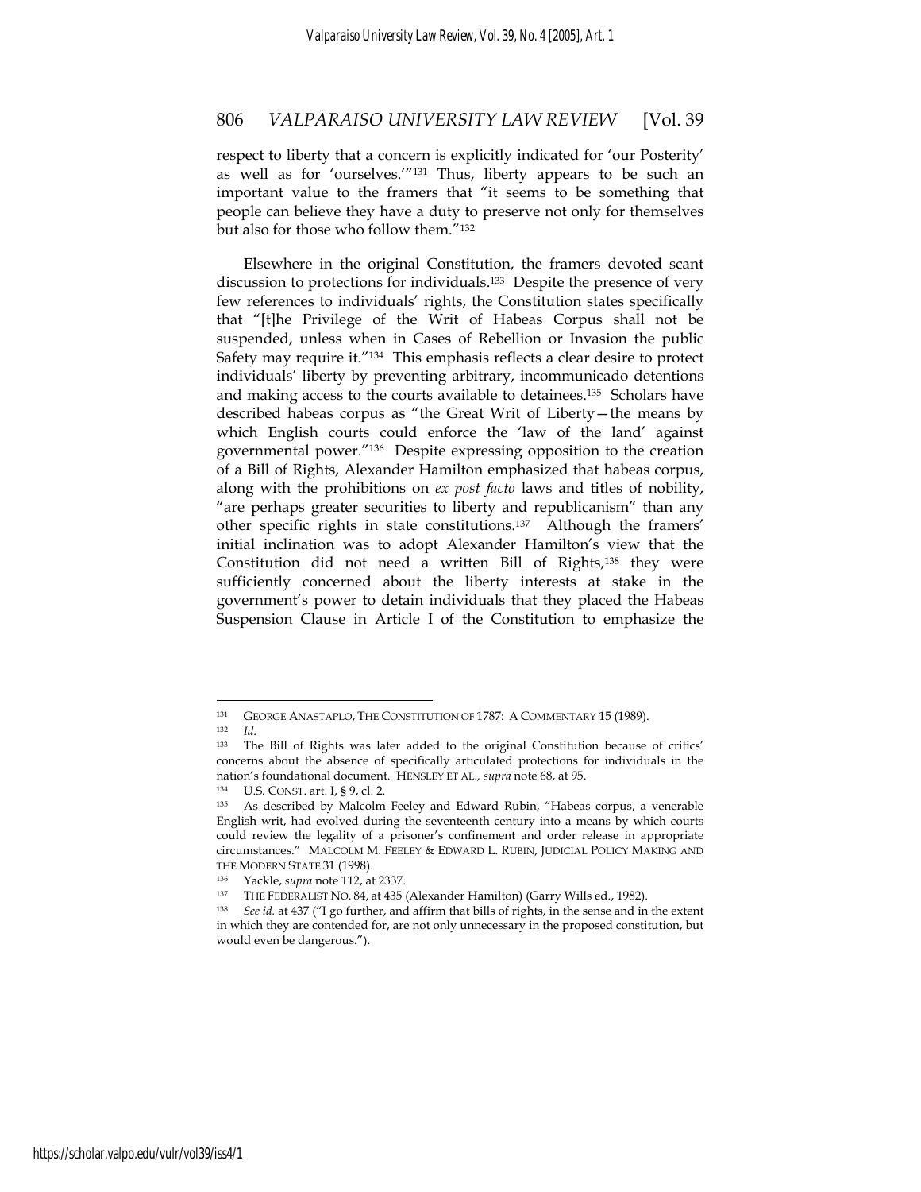respect to liberty that a concern is explicitly indicated for 'our Posterity' as well as for 'ourselves.'"[131] Thus, liberty appears to be such an important value to the framers that "it seems to be something that people can believe they have a duty to preserve not only for themselves but also for those who follow them."[132]

Elsewhere in the original Constitution, the framers devoted scant discussion to protections for individuals.[133] Despite the presence of very few references to individuals' rights, the Constitution states specifically that "[t]he Privilege of the Writ of Habeas Corpus shall not be suspended, unless when in Cases of Rebellion or Invasion the public Safety may require it."[134] This emphasis reflects a clear desire to protect individuals' liberty by preventing arbitrary, incommunicado detentions and making access to the courts available to detainees.[135] Scholars have described habeas corpus as "the Great Writ of Liberty—the means by which English courts could enforce the 'law of the land' against governmental power."[136] Despite expressing opposition to the creation of a Bill of Rights, Alexander Hamilton emphasized that habeas corpus, along with the prohibitions on *ex post facto* laws and titles of nobility, "are perhaps greater securities to liberty and republicanism" than any other specific rights in state constitutions.[137] Although the framers' initial inclination was to adopt Alexander Hamilton's view that the Constitution did not need a written Bill of Rights,[138] they were sufficiently concerned about the liberty interests at stake in the government's power to detain individuals that they placed the Habeas Suspension Clause in Article I of the Constitution to emphasize the

---

[131] GEORGE ANASTAPLO, THE CONSTITUTION OF 1787: A COMMENTARY 15 (1989).

[132] *Id.*

[133] The Bill of Rights was later added to the original Constitution because of critics' concerns about the absence of specifically articulated protections for individuals in the nation's foundational document. HENSLEY ET AL., *supra* note 68, at 95.

[134] U.S. CONST. art. I, § 9, cl. 2.

[135] As described by Malcolm Feeley and Edward Rubin, "Habeas corpus, a venerable English writ, had evolved during the seventeenth century into a means by which courts could review the legality of a prisoner's confinement and order release in appropriate circumstances." MALCOLM M. FEELEY & EDWARD L. RUBIN, JUDICIAL POLICY MAKING AND THE MODERN STATE 31 (1998).

[136] Yackle, *supra* note 112, at 2337.

[137] THE FEDERALIST NO. 84, at 435 (Alexander Hamilton) (Garry Wills ed., 1982).

[138] *See id.* at 437 ("I go further, and affirm that bills of rights, in the sense and in the extent in which they are contended for, are not only unnecessary in the proposed constitution, but would even be dangerous.").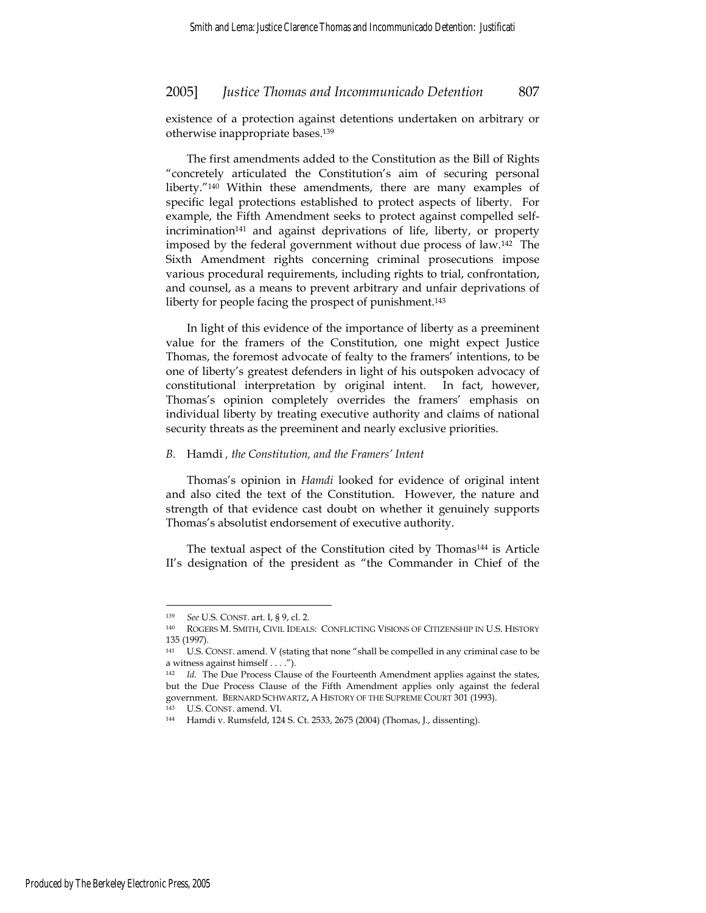existence of a protection against detentions undertaken on arbitrary or otherwise inappropriate bases.[139]

The first amendments added to the Constitution as the Bill of Rights "concretely articulated the Constitution's aim of securing personal liberty."[140] Within these amendments, there are many examples of specific legal protections established to protect aspects of liberty. For example, the Fifth Amendment seeks to protect against compelled self-incrimination[141] and against deprivations of life, liberty, or property imposed by the federal government without due process of law.[142] The Sixth Amendment rights concerning criminal prosecutions impose various procedural requirements, including rights to trial, confrontation, and counsel, as a means to prevent arbitrary and unfair deprivations of liberty for people facing the prospect of punishment.[143]

In light of this evidence of the importance of liberty as a preeminent value for the framers of the Constitution, one might expect Justice Thomas, the foremost advocate of fealty to the framers' intentions, to be one of liberty's greatest defenders in light of his outspoken advocacy of constitutional interpretation by original intent. In fact, however, Thomas's opinion completely overrides the framers' emphasis on individual liberty by treating executive authority and claims of national security threats as the preeminent and nearly exclusive priorities.

### *B.* Hamdi *, the Constitution, and the Framers' Intent*

Thomas's opinion in *Hamdi* looked for evidence of original intent and also cited the text of the Constitution. However, the nature and strength of that evidence cast doubt on whether it genuinely supports Thomas's absolutist endorsement of executive authority.

The textual aspect of the Constitution cited by Thomas[144] is Article II's designation of the president as "the Commander in Chief of the

---

[139] *See* U.S. CONST. art. I, § 9, cl. 2.

[140] ROGERS M. SMITH, CIVIL IDEALS: CONFLICTING VISIONS OF CITIZENSHIP IN U.S. HISTORY 135 (1997).

[141] U.S. CONST. amend. V (stating that none "shall be compelled in any criminal case to be a witness against himself . . . .").

[142] *Id.* The Due Process Clause of the Fourteenth Amendment applies against the states, but the Due Process Clause of the Fifth Amendment applies only against the federal government. BERNARD SCHWARTZ, A HISTORY OF THE SUPREME COURT 301 (1993).

[143] U.S. CONST. amend. VI.

[144] Hamdi v. Rumsfeld, 124 S. Ct. 2533, 2675 (2004) (Thomas, J., dissenting).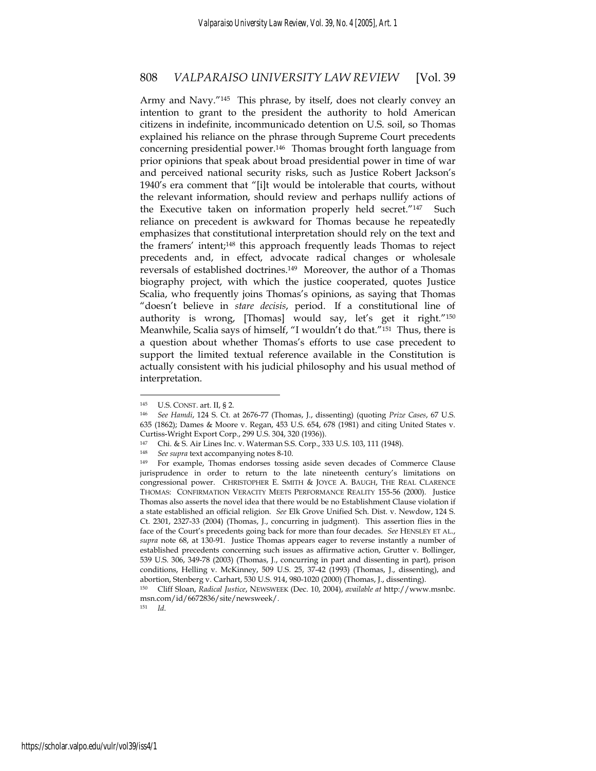Army and Navy."[145] This phrase, by itself, does not clearly convey an intention to grant to the president the authority to hold American citizens in indefinite, incommunicado detention on U.S. soil, so Thomas explained his reliance on the phrase through Supreme Court precedents concerning presidential power.[146] Thomas brought forth language from prior opinions that speak about broad presidential power in time of war and perceived national security risks, such as Justice Robert Jackson's 1940's era comment that "[i]t would be intolerable that courts, without the relevant information, should review and perhaps nullify actions of the Executive taken on information properly held secret."[147] Such reliance on precedent is awkward for Thomas because he repeatedly emphasizes that constitutional interpretation should rely on the text and the framers' intent;[148] this approach frequently leads Thomas to reject precedents and, in effect, advocate radical changes or wholesale reversals of established doctrines.[149] Moreover, the author of a Thomas biography project, with which the justice cooperated, quotes Justice Scalia, who frequently joins Thomas's opinions, as saying that Thomas "doesn't believe in *stare decisis*, period. If a constitutional line of authority is wrong, [Thomas] would say, let's get it right."[150] Meanwhile, Scalia says of himself, "I wouldn't do that."[151] Thus, there is a question about whether Thomas's efforts to use case precedent to support the limited textual reference available in the Constitution is actually consistent with his judicial philosophy and his usual method of interpretation.

---

[145] U.S. CONST. art. II, § 2.

[146] *See Hamdi*, 124 S. Ct. at 2676-77 (Thomas, J., dissenting) (quoting *Prize Cases*, 67 U.S. 635 (1862); Dames & Moore v. Regan, 453 U.S. 654, 678 (1981) and citing United States v. Curtiss-Wright Export Corp., 299 U.S. 304, 320 (1936)).

[147] Chi. & S. Air Lines Inc. v. Waterman S.S. Corp., 333 U.S. 103, 111 (1948).

[148] *See supra* text accompanying notes 8-10.

[149] For example, Thomas endorses tossing aside seven decades of Commerce Clause jurisprudence in order to return to the late nineteenth century's limitations on congressional power. CHRISTOPHER E. SMITH & JOYCE A. BAUGH, THE REAL CLARENCE THOMAS: CONFIRMATION VERACITY MEETS PERFORMANCE REALITY 155-56 (2000). Justice Thomas also asserts the novel idea that there would be no Establishment Clause violation if a state established an official religion. *See* Elk Grove Unified Sch. Dist. v. Newdow, 124 S. Ct. 2301, 2327-33 (2004) (Thomas, J., concurring in judgment). This assertion flies in the face of the Court's precedents going back for more than four decades. *See* HENSLEY ET AL., *supra* note 68, at 130-91. Justice Thomas appears eager to reverse instantly a number of established precedents concerning such issues as affirmative action, Grutter v. Bollinger, 539 U.S. 306, 349-78 (2003) (Thomas, J., concurring in part and dissenting in part), prison conditions, Helling v. McKinney, 509 U.S. 25, 37-42 (1993) (Thomas, J., dissenting), and abortion, Stenberg v. Carhart, 530 U.S. 914, 980-1020 (2000) (Thomas, J., dissenting).

[150] Cliff Sloan, *Radical Justice*, NEWSWEEK (Dec. 10, 2004), *available at* http://www.msnbc.msn.com/id/6672836/site/newsweek/.

[151] *Id.*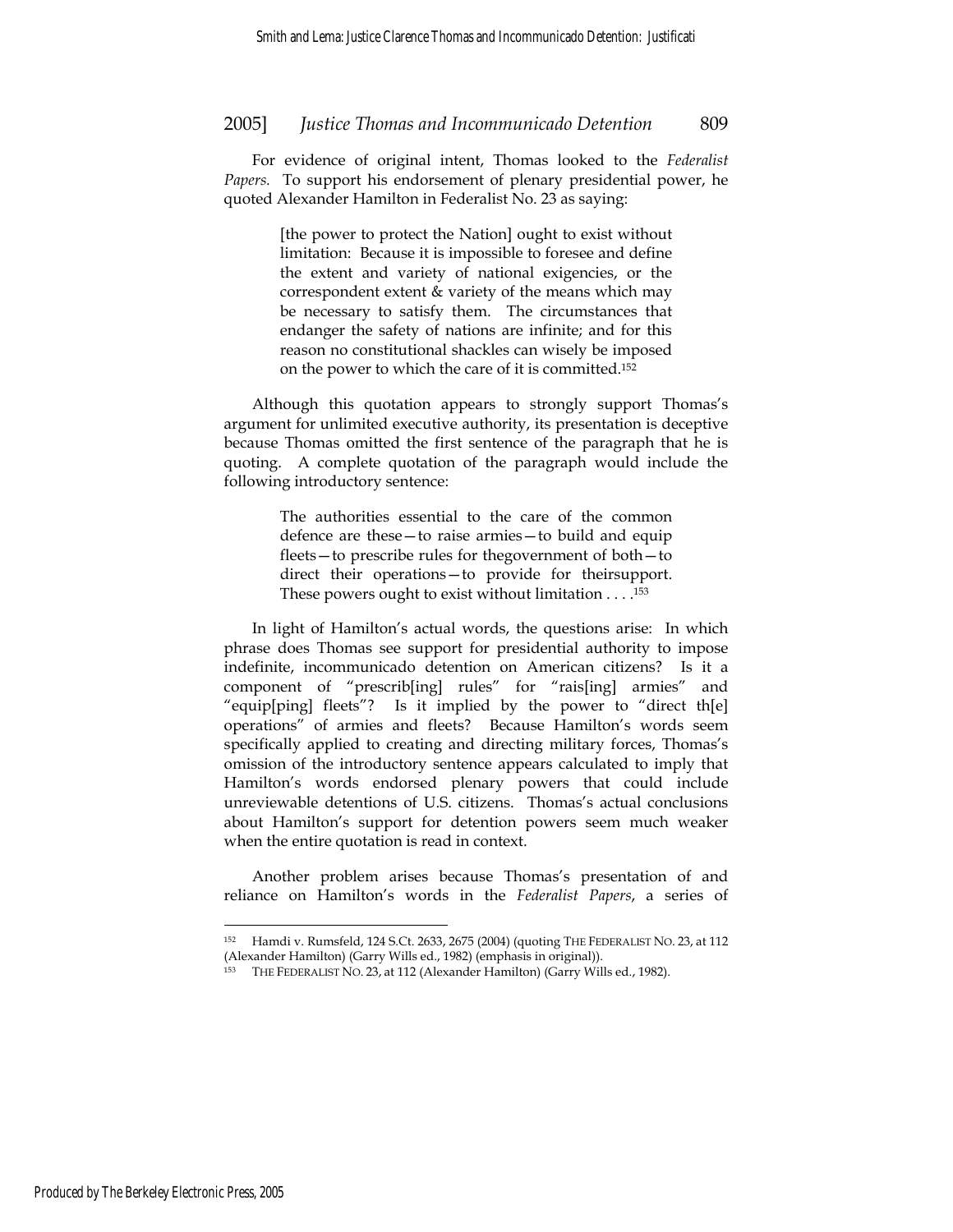For evidence of original intent, Thomas looked to the *Federalist Papers.* To support his endorsement of plenary presidential power, he quoted Alexander Hamilton in Federalist No. 23 as saying:

> [the power to protect the Nation] ought to exist without limitation: Because it is impossible to foresee and define the extent and variety of national exigencies, or the correspondent extent & variety of the means which may be necessary to satisfy them. The circumstances that endanger the safety of nations are infinite; and for this reason no constitutional shackles can wisely be imposed on the power to which the care of it is committed.[152]

Although this quotation appears to strongly support Thomas's argument for unlimited executive authority, its presentation is deceptive because Thomas omitted the first sentence of the paragraph that he is quoting. A complete quotation of the paragraph would include the following introductory sentence:

> The authorities essential to the care of the common defence are these—to raise armies—to build and equip fleets—to prescribe rules for thegovernment of both—to direct their operations—to provide for theirsupport. These powers ought to exist without limitation . . . .[153]

In light of Hamilton's actual words, the questions arise: In which phrase does Thomas see support for presidential authority to impose indefinite, incommunicado detention on American citizens? Is it a component of "prescrib[ing] rules" for "rais[ing] armies" and "equip[ping] fleets"? Is it implied by the power to "direct th[e] operations" of armies and fleets? Because Hamilton's words seem specifically applied to creating and directing military forces, Thomas's omission of the introductory sentence appears calculated to imply that Hamilton's words endorsed plenary powers that could include unreviewable detentions of U.S. citizens. Thomas's actual conclusions about Hamilton's support for detention powers seem much weaker when the entire quotation is read in context.

Another problem arises because Thomas's presentation of and reliance on Hamilton's words in the *Federalist Papers*, a series of

---

152 Hamdi v. Rumsfeld, 124 S.Ct. 2633, 2675 (2004) (quoting THE FEDERALIST NO. 23, at 112 (Alexander Hamilton) (Garry Wills ed., 1982) (emphasis in original)).

153 THE FEDERALIST NO. 23, at 112 (Alexander Hamilton) (Garry Wills ed., 1982).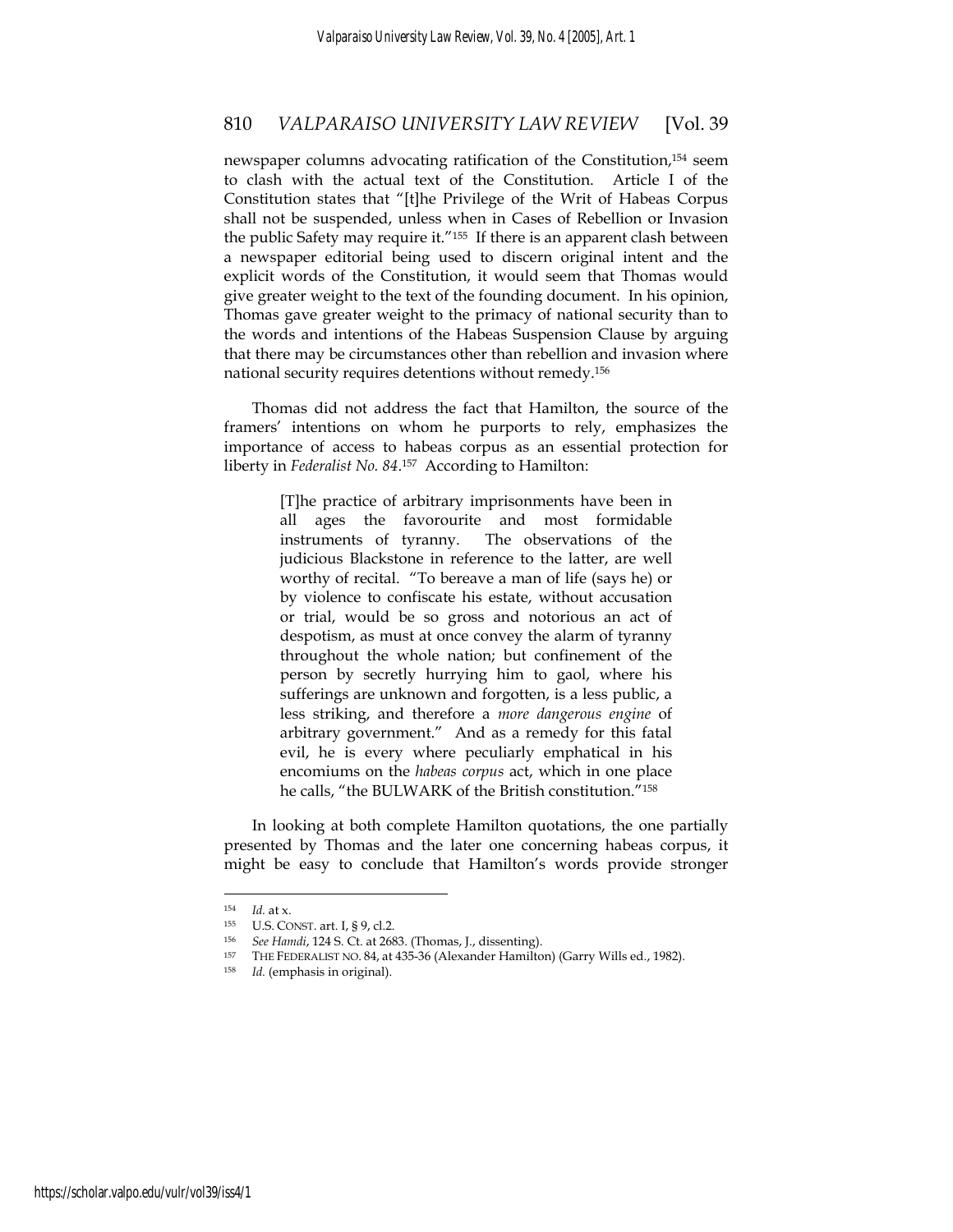newspaper columns advocating ratification of the Constitution,[154] seem to clash with the actual text of the Constitution. Article I of the Constitution states that "[t]he Privilege of the Writ of Habeas Corpus shall not be suspended, unless when in Cases of Rebellion or Invasion the public Safety may require it."[155] If there is an apparent clash between a newspaper editorial being used to discern original intent and the explicit words of the Constitution, it would seem that Thomas would give greater weight to the text of the founding document. In his opinion, Thomas gave greater weight to the primacy of national security than to the words and intentions of the Habeas Suspension Clause by arguing that there may be circumstances other than rebellion and invasion where national security requires detentions without remedy.[156]

Thomas did not address the fact that Hamilton, the source of the framers' intentions on whom he purports to rely, emphasizes the importance of access to habeas corpus as an essential protection for liberty in *Federalist No. 84*.[157] According to Hamilton:

> [T]he practice of arbitrary imprisonments have been in all ages the favorourite and most formidable instruments of tyranny. The observations of the judicious Blackstone in reference to the latter, are well worthy of recital. "To bereave a man of life (says he) or by violence to confiscate his estate, without accusation or trial, would be so gross and notorious an act of despotism, as must at once convey the alarm of tyranny throughout the whole nation; but confinement of the person by secretly hurrying him to gaol, where his sufferings are unknown and forgotten, is a less public, a less striking, and therefore a *more dangerous engine* of arbitrary government." And as a remedy for this fatal evil, he is every where peculiarly emphatical in his encomiums on the *habeas corpus* act, which in one place he calls, "the BULWARK of the British constitution."[158]

In looking at both complete Hamilton quotations, the one partially presented by Thomas and the later one concerning habeas corpus, it might be easy to conclude that Hamilton's words provide stronger

---

[154] *Id.* at x.

[155] U.S. CONST. art. I, § 9, cl.2.

[156] *See Hamdi*, 124 S. Ct. at 2683. (Thomas, J., dissenting).

[157] THE FEDERALIST NO. 84, at 435-36 (Alexander Hamilton) (Garry Wills ed., 1982).

[158] *Id.* (emphasis in original).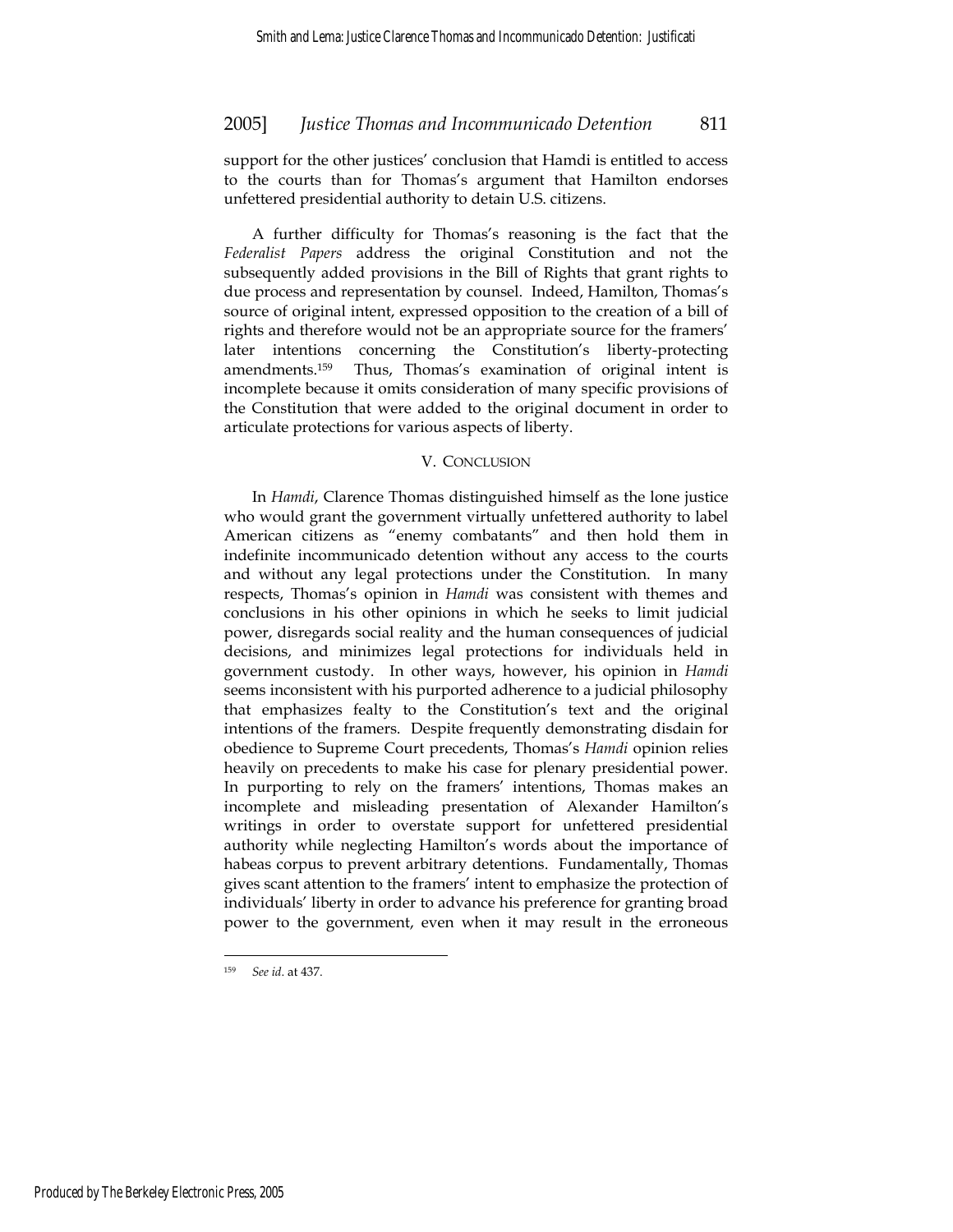support for the other justices' conclusion that Hamdi is entitled to access to the courts than for Thomas's argument that Hamilton endorses unfettered presidential authority to detain U.S. citizens.

A further difficulty for Thomas's reasoning is the fact that the *Federalist Papers* address the original Constitution and not the subsequently added provisions in the Bill of Rights that grant rights to due process and representation by counsel. Indeed, Hamilton, Thomas's source of original intent, expressed opposition to the creation of a bill of rights and therefore would not be an appropriate source for the framers' later intentions concerning the Constitution's liberty-protecting amendments.[159] Thus, Thomas's examination of original intent is incomplete because it omits consideration of many specific provisions of the Constitution that were added to the original document in order to articulate protections for various aspects of liberty.

## V. CONCLUSION

In *Hamdi*, Clarence Thomas distinguished himself as the lone justice who would grant the government virtually unfettered authority to label American citizens as "enemy combatants" and then hold them in indefinite incommunicado detention without any access to the courts and without any legal protections under the Constitution. In many respects, Thomas's opinion in *Hamdi* was consistent with themes and conclusions in his other opinions in which he seeks to limit judicial power, disregards social reality and the human consequences of judicial decisions, and minimizes legal protections for individuals held in government custody. In other ways, however, his opinion in *Hamdi* seems inconsistent with his purported adherence to a judicial philosophy that emphasizes fealty to the Constitution's text and the original intentions of the framers. Despite frequently demonstrating disdain for obedience to Supreme Court precedents, Thomas's *Hamdi* opinion relies heavily on precedents to make his case for plenary presidential power. In purporting to rely on the framers' intentions, Thomas makes an incomplete and misleading presentation of Alexander Hamilton's writings in order to overstate support for unfettered presidential authority while neglecting Hamilton's words about the importance of habeas corpus to prevent arbitrary detentions. Fundamentally, Thomas gives scant attention to the framers' intent to emphasize the protection of individuals' liberty in order to advance his preference for granting broad power to the government, even when it may result in the erroneous

---

[159] *See id.* at 437.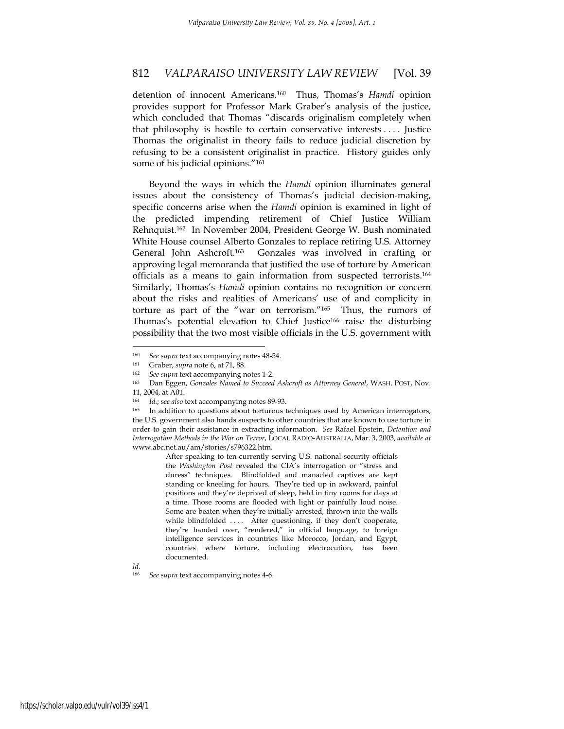detention of innocent Americans.[160] Thus, Thomas's *Hamdi* opinion provides support for Professor Mark Graber's analysis of the justice, which concluded that Thomas "discards originalism completely when that philosophy is hostile to certain conservative interests . . . . Justice Thomas the originalist in theory fails to reduce judicial discretion by refusing to be a consistent originalist in practice. History guides only some of his judicial opinions."[161]

Beyond the ways in which the *Hamdi* opinion illuminates general issues about the consistency of Thomas's judicial decision-making, specific concerns arise when the *Hamdi* opinion is examined in light of the predicted impending retirement of Chief Justice William Rehnquist.[162] In November 2004, President George W. Bush nominated White House counsel Alberto Gonzales to replace retiring U.S. Attorney General John Ashcroft.[163] Gonzales was involved in crafting or approving legal memoranda that justified the use of torture by American officials as a means to gain information from suspected terrorists.[164] Similarly, Thomas's *Hamdi* opinion contains no recognition or concern about the risks and realities of Americans' use of and complicity in torture as part of the "war on terrorism."[165] Thus, the rumors of Thomas's potential elevation to Chief Justice[166] raise the disturbing possibility that the two most visible officials in the U.S. government with

---

[160] *See supra* text accompanying notes 48-54.

[161] Graber, *supra* note 6, at 71, 88.

[162] *See supra* text accompanying notes 1-2.

[163] Dan Eggen, *Gonzales Named to Succeed Ashcroft as Attorney General*, WASH. POST, Nov. 11, 2004, at A01.

[164] *Id.*; *see also* text accompanying notes 89-93.

[165] In addition to questions about torturous techniques used by American interrogators, the U.S. government also hands suspects to other countries that are known to use torture in order to gain their assistance in extracting information. *See* Rafael Epstein, *Detention and Interrogation Methods in the War on Terror*, LOCAL RADIO-AUSTRALIA, Mar. 3, 2003, *available at* www.abc.net.au/am/stories/s796322.htm.

> After speaking to ten currently serving U.S. national security officials the *Washington Post* revealed the CIA's interrogation or "stress and duress" techniques. Blindfolded and manacled captives are kept standing or kneeling for hours. They're tied up in awkward, painful positions and they're deprived of sleep, held in tiny rooms for days at a time. Those rooms are flooded with light or painfully loud noise. Some are beaten when they're initially arrested, thrown into the walls while blindfolded . . . . After questioning, if they don't cooperate, they're handed over, "rendered," in official language, to foreign intelligence services in countries like Morocco, Jordan, and Egypt, countries where torture, including electrocution, has been documented.

*Id.*

[166] *See supra* text accompanying notes 4-6.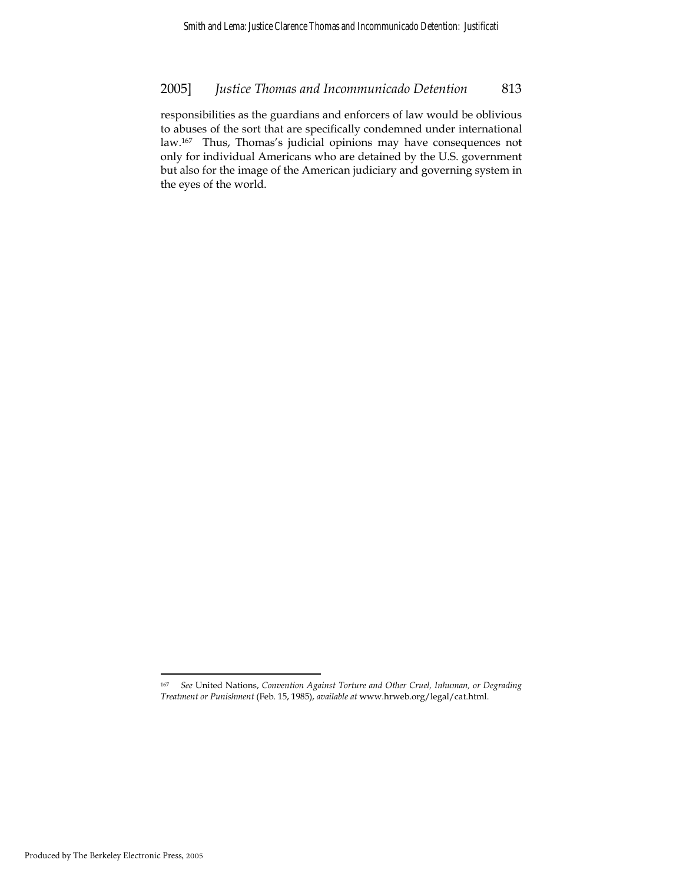responsibilities as the guardians and enforcers of law would be oblivious to abuses of the sort that are specifically condemned under international law.[167] Thus, Thomas's judicial opinions may have consequences not only for individual Americans who are detained by the U.S. government but also for the image of the American judiciary and governing system in the eyes of the world.

---

[167] *See* United Nations, *Convention Against Torture and Other Cruel, Inhuman, or Degrading Treatment or Punishment* (Feb. 15, 1985), *available at* www.hrweb.org/legal/cat.html.